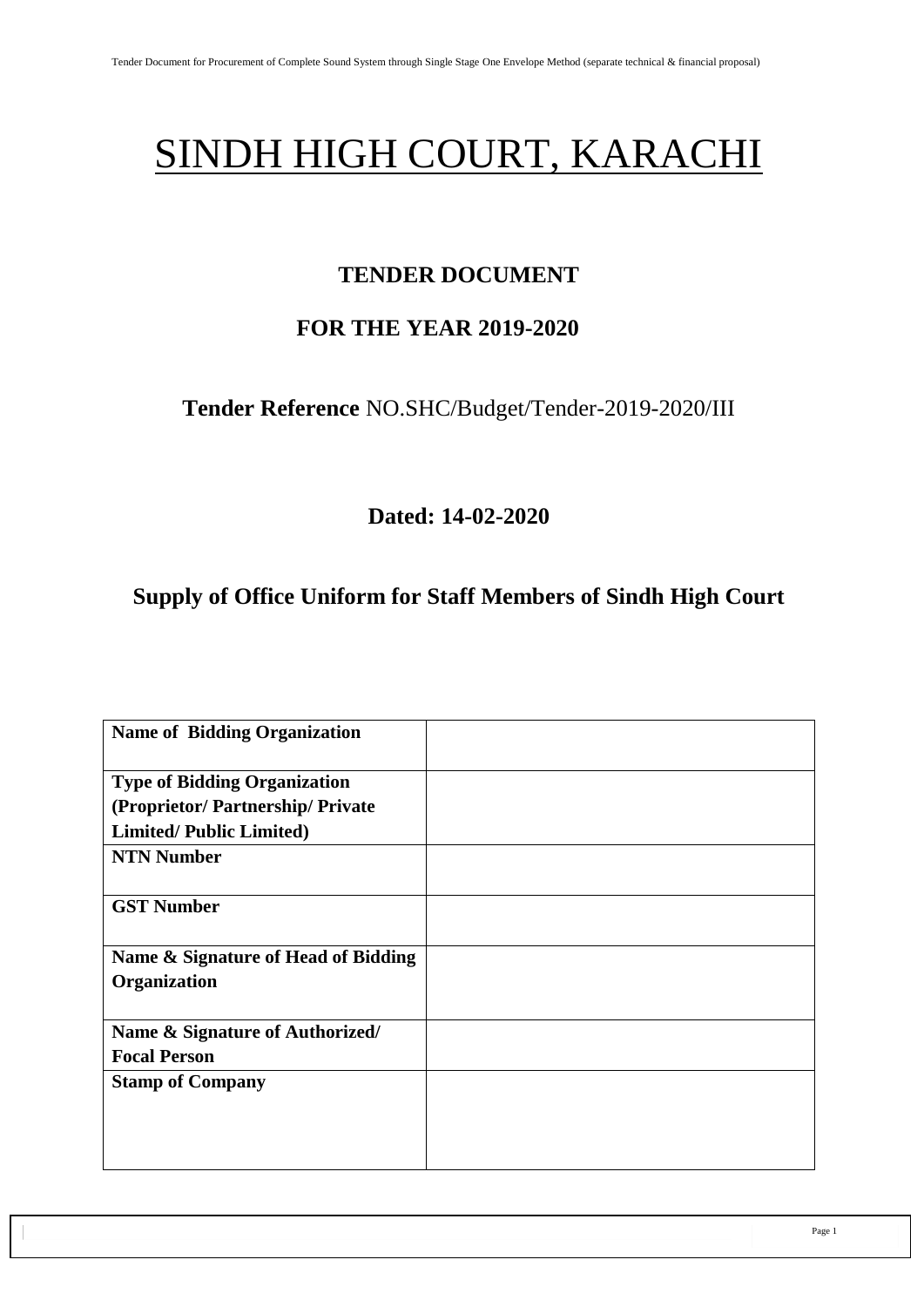# SINDH HIGH COURT, KARACHI

## TENDER DOCUMENT

## FOR THE YEAR 2019-2020

**Tender Reference** NO.SHC/Budget/Tender-2019-2020/III

**Dated: 14-02-2020**

## Supply of Office Uniform for Staff Members of Sindh High Court

| **Name of Bidding Organization** | |
|---|---|
| **Type of Bidding Organization (Proprietor/ Partnership/ Private Limited/ Public Limited)** | |
| **NTN Number** | |
| **GST Number** | |
| **Name & Signature of Head of Bidding Organization** | |
| **Name & Signature of Authorized/ Focal Person** | |
| **Stamp of Company** | |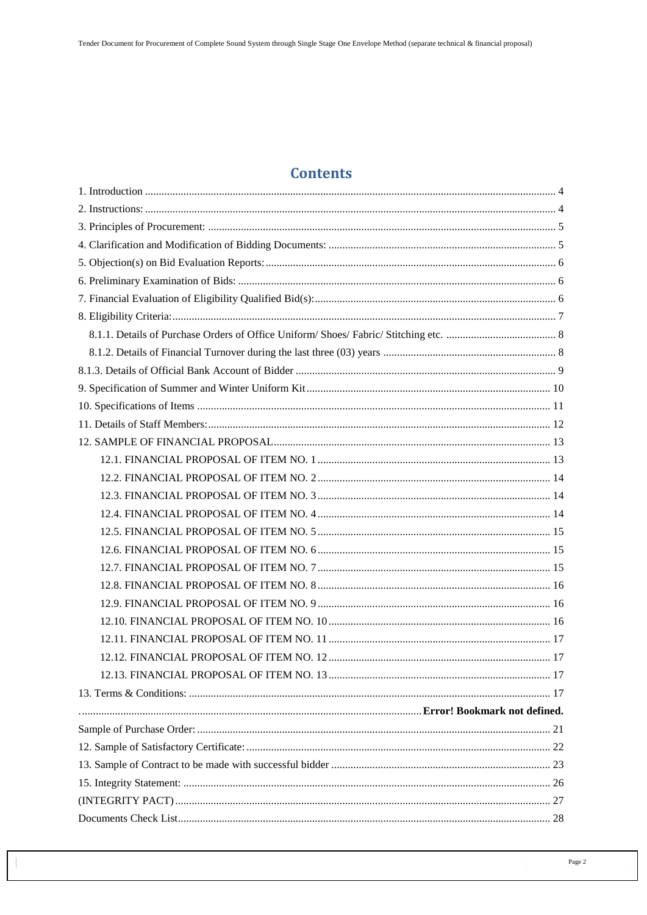# Contents

1. Introduction .... 4
2. Instructions: .... 4
3. Principles of Procurement: .... 5
4. Clarification and Modification of Bidding Documents: .... 5
5. Objection(s) on Bid Evaluation Reports: .... 6
6. Preliminary Examination of Bids: .... 6
7. Financial Evaluation of Eligibility Qualified Bid(s): .... 6
8. Eligibility Criteria: .... 7
   - 8.1.1. Details of Purchase Orders of Office Uniform/ Shoes/ Fabric/ Stitching etc. .... 8
   - 8.1.2. Details of Financial Turnover during the last three (03) years .... 8

8.1.3. Details of Official Bank Account of Bidder .... 9
9. Specification of Summer and Winter Uniform Kit .... 10
10. Specifications of Items .... 11
11. Details of Staff Members: .... 12
12. SAMPLE OF FINANCIAL PROPOSAL .... 13
   - 12.1. FINANCIAL PROPOSAL OF ITEM NO. 1 .... 13
   - 12.2. FINANCIAL PROPOSAL OF ITEM NO. 2 .... 14
   - 12.3. FINANCIAL PROPOSAL OF ITEM NO. 3 .... 14
   - 12.4. FINANCIAL PROPOSAL OF ITEM NO. 4 .... 14
   - 12.5. FINANCIAL PROPOSAL OF ITEM NO. 5 .... 15
   - 12.6. FINANCIAL PROPOSAL OF ITEM NO. 6 .... 15
   - 12.7. FINANCIAL PROPOSAL OF ITEM NO. 7 .... 15
   - 12.8. FINANCIAL PROPOSAL OF ITEM NO. 8 .... 16
   - 12.9. FINANCIAL PROPOSAL OF ITEM NO. 9 .... 16
   - 12.10. FINANCIAL PROPOSAL OF ITEM NO. 10 .... 16
   - 12.11. FINANCIAL PROPOSAL OF ITEM NO. 11 .... 17
   - 12.12. FINANCIAL PROPOSAL OF ITEM NO. 12 .... 17
   - 12.13. FINANCIAL PROPOSAL OF ITEM NO. 13 .... 17

13. Terms & Conditions: .... 17

.... **Error! Bookmark not defined.**

Sample of Purchase Order: .... 21

12. Sample of Satisfactory Certificate: .... 22

13. Sample of Contract to be made with successful bidder .... 23

15. Integrity Statement: .... 26

(INTEGRITY PACT) .... 27

Documents Check List .... 28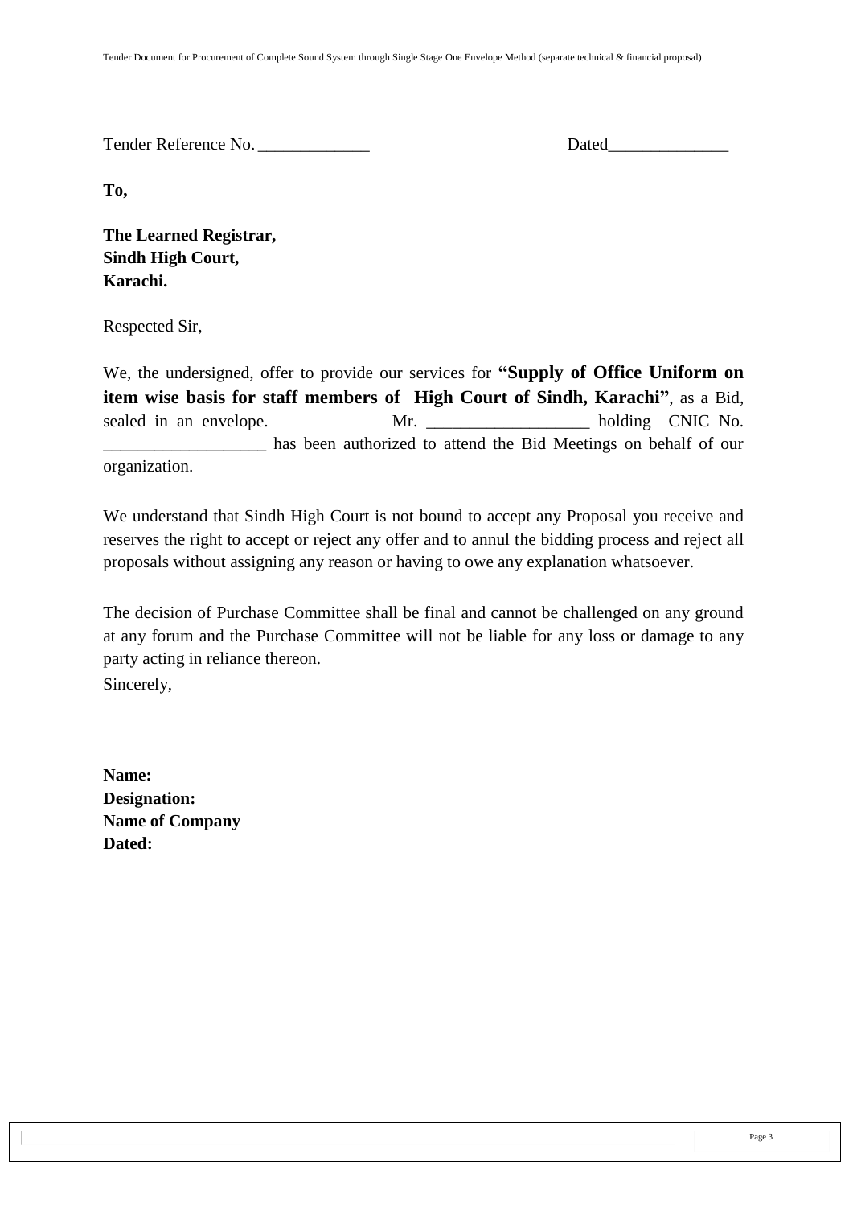Tender Reference No. _____________ Dated______________

**To,**

**The Learned Registrar,**
**Sindh High Court,**
**Karachi.**

Respected Sir,

We, the undersigned, offer to provide our services for **"Supply of Office Uniform on item wise basis for staff members of High Court of Sindh, Karachi"**, as a Bid, sealed in an envelope. Mr. ___________________ holding CNIC No. ___________________ has been authorized to attend the Bid Meetings on behalf of our organization.

We understand that Sindh High Court is not bound to accept any Proposal you receive and reserves the right to accept or reject any offer and to annul the bidding process and reject all proposals without assigning any reason or having to owe any explanation whatsoever.

The decision of Purchase Committee shall be final and cannot be challenged on any ground at any forum and the Purchase Committee will not be liable for any loss or damage to any party acting in reliance thereon.

Sincerely,

**Name:**
**Designation:**
**Name of Company**
**Dated:**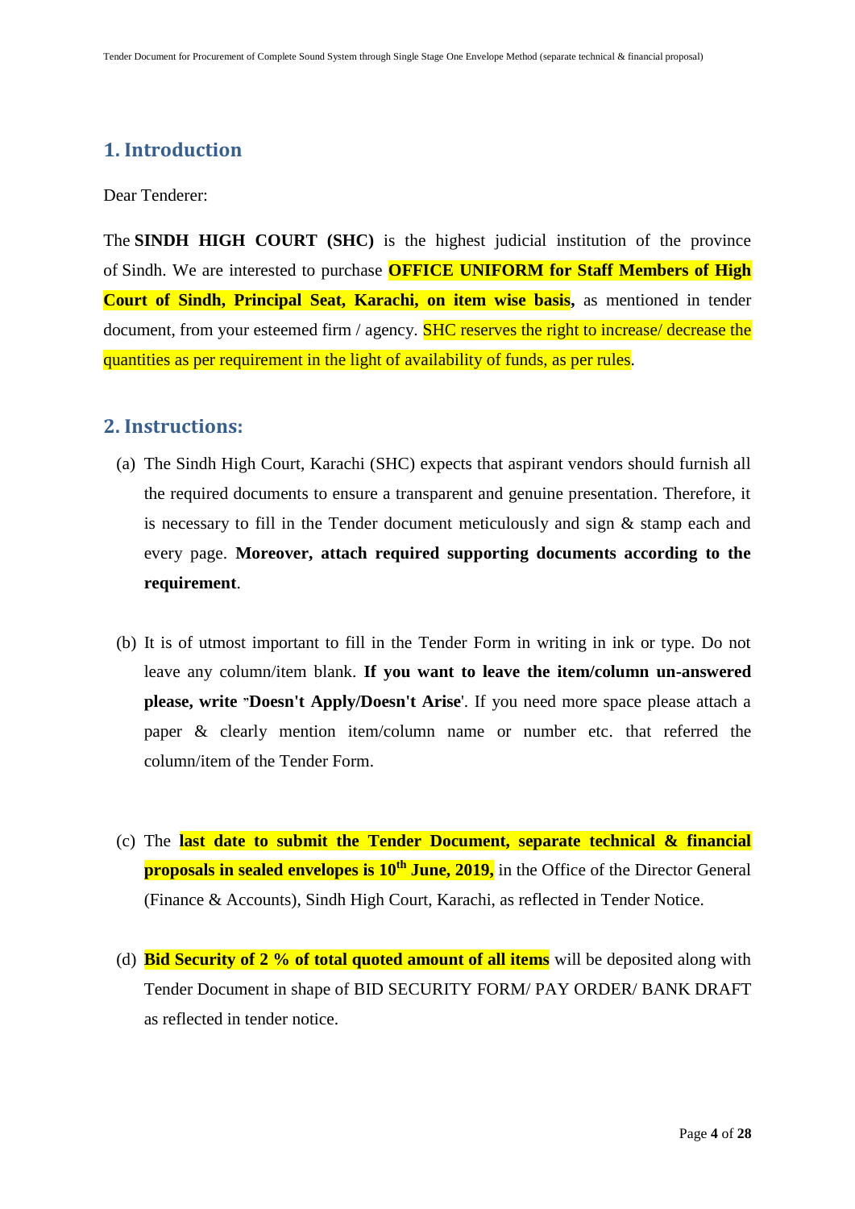## 1. Introduction

Dear Tenderer:

The **SINDH HIGH COURT (SHC)** is the highest judicial institution of the province of Sindh. We are interested to purchase **OFFICE UNIFORM for Staff Members of High Court of Sindh, Principal Seat, Karachi, on item wise basis**, as mentioned in tender document, from your esteemed firm / agency. SHC reserves the right to increase/ decrease the quantities as per requirement in the light of availability of funds, as per rules.

## 2. Instructions:

(a) The Sindh High Court, Karachi (SHC) expects that aspirant vendors should furnish all the required documents to ensure a transparent and genuine presentation. Therefore, it is necessary to fill in the Tender document meticulously and sign & stamp each and every page. **Moreover, attach required supporting documents according to the requirement**.

(b) It is of utmost important to fill in the Tender Form in writing in ink or type. Do not leave any column/item blank. **If you want to leave the item/column un-answered please, write "Doesn't Apply/Doesn't Arise**'. If you need more space please attach a paper & clearly mention item/column name or number etc. that referred the column/item of the Tender Form.

(c) The **last date to submit the Tender Document, separate technical & financial proposals in sealed envelopes is 10th June, 2019,** in the Office of the Director General (Finance & Accounts), Sindh High Court, Karachi, as reflected in Tender Notice.

(d) **Bid Security of 2 % of total quoted amount of all items** will be deposited along with Tender Document in shape of BID SECURITY FORM/ PAY ORDER/ BANK DRAFT as reflected in tender notice.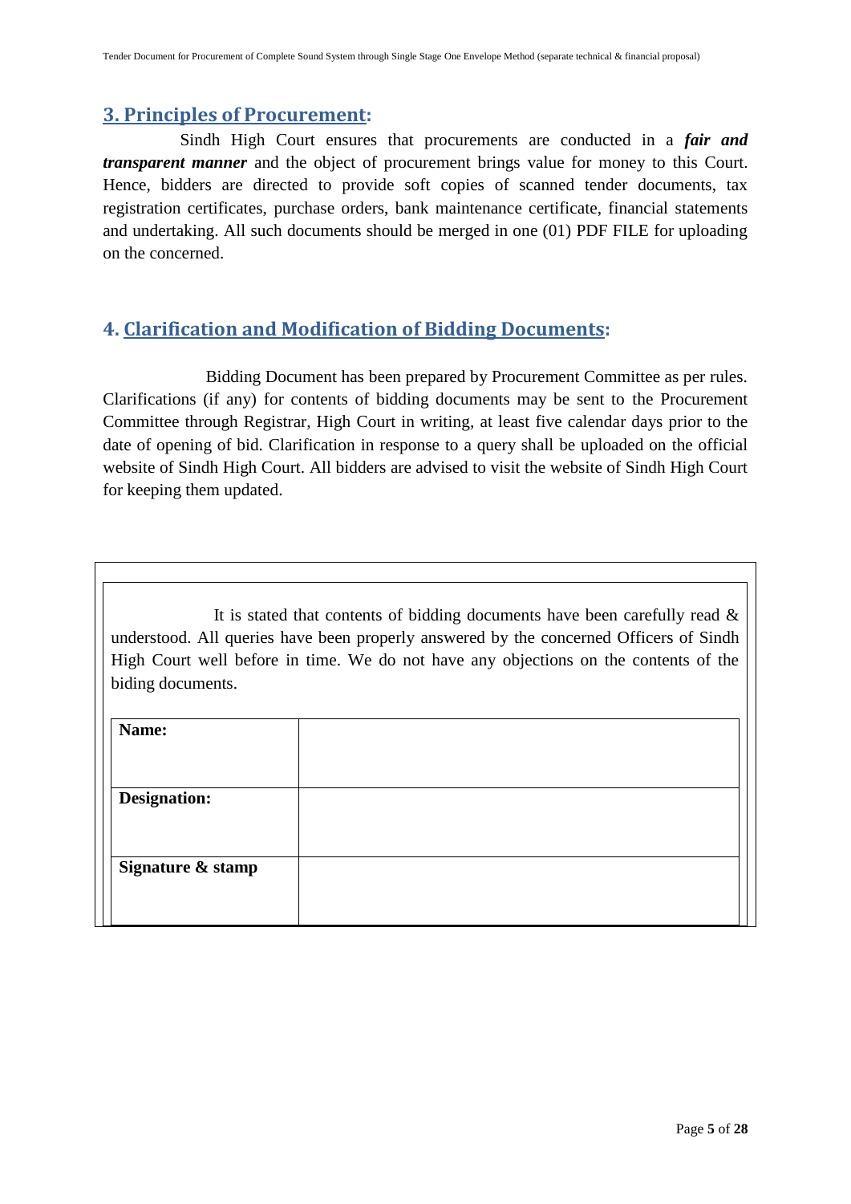## 3. Principles of Procurement:

Sindh High Court ensures that procurements are conducted in a ***fair and transparent manner*** and the object of procurement brings value for money to this Court. Hence, bidders are directed to provide soft copies of scanned tender documents, tax registration certificates, purchase orders, bank maintenance certificate, financial statements and undertaking. All such documents should be merged in one (01) PDF FILE for uploading on the concerned.

## 4. Clarification and Modification of Bidding Documents:

Bidding Document has been prepared by Procurement Committee as per rules. Clarifications (if any) for contents of bidding documents may be sent to the Procurement Committee through Registrar, High Court in writing, at least five calendar days prior to the date of opening of bid. Clarification in response to a query shall be uploaded on the official website of Sindh High Court. All bidders are advised to visit the website of Sindh High Court for keeping them updated.

It is stated that contents of bidding documents have been carefully read & understood. All queries have been properly answered by the concerned Officers of Sindh High Court well before in time. We do not have any objections on the contents of the biding documents.

| **Name:** | |
|---|---|
| **Designation:** | |
| **Signature & stamp** | |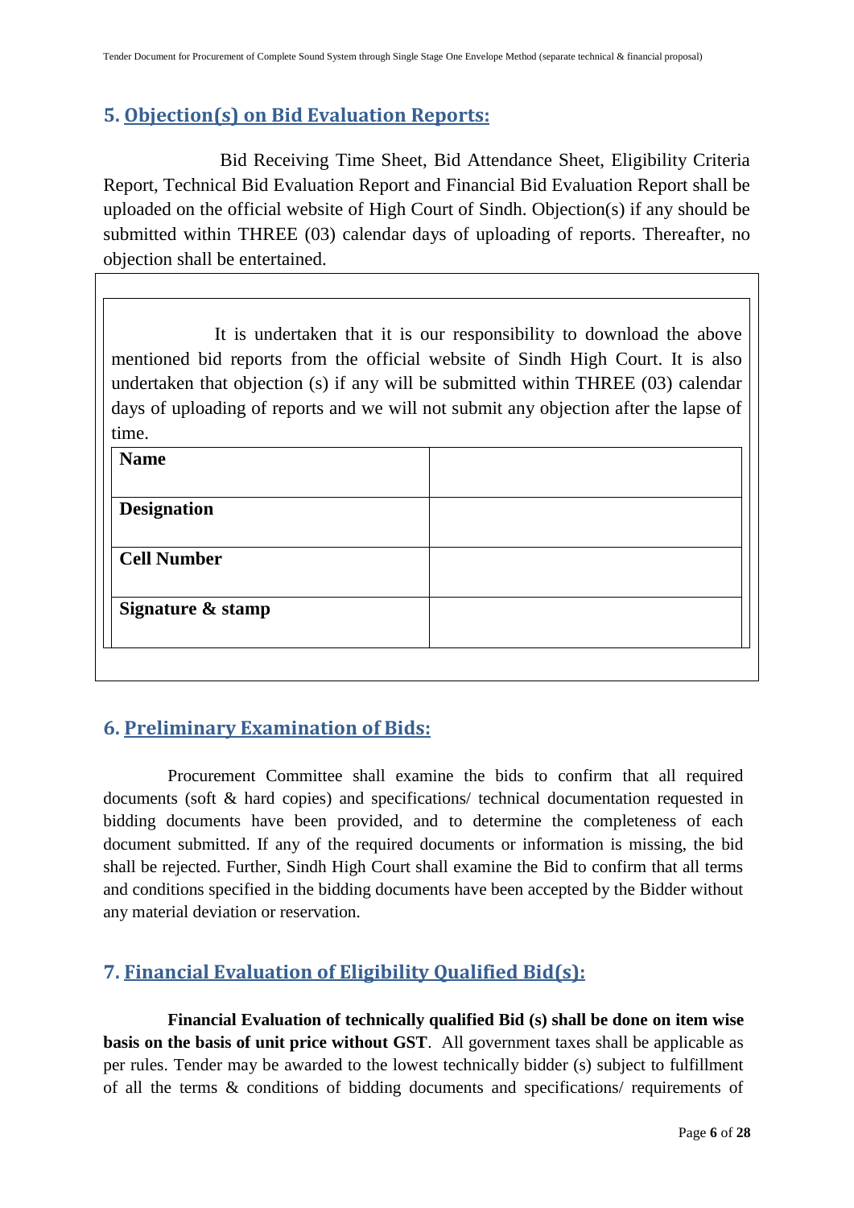## 5. Objection(s) on Bid Evaluation Reports:

Bid Receiving Time Sheet, Bid Attendance Sheet, Eligibility Criteria Report, Technical Bid Evaluation Report and Financial Bid Evaluation Report shall be uploaded on the official website of High Court of Sindh. Objection(s) if any should be submitted within THREE (03) calendar days of uploading of reports. Thereafter, no objection shall be entertained.

It is undertaken that it is our responsibility to download the above mentioned bid reports from the official website of Sindh High Court. It is also undertaken that objection (s) if any will be submitted within THREE (03) calendar days of uploading of reports and we will not submit any objection after the lapse of time.

| | |
|---|---|
| **Name** | |
| **Designation** | |
| **Cell Number** | |
| **Signature & stamp** | |

## 6. Preliminary Examination of Bids:

Procurement Committee shall examine the bids to confirm that all required documents (soft & hard copies) and specifications/ technical documentation requested in bidding documents have been provided, and to determine the completeness of each document submitted. If any of the required documents or information is missing, the bid shall be rejected. Further, Sindh High Court shall examine the Bid to confirm that all terms and conditions specified in the bidding documents have been accepted by the Bidder without any material deviation or reservation.

## 7. Financial Evaluation of Eligibility Qualified Bid(s):

**Financial Evaluation of technically qualified Bid (s) shall be done on item wise basis on the basis of unit price without GST**. All government taxes shall be applicable as per rules. Tender may be awarded to the lowest technically bidder (s) subject to fulfillment of all the terms & conditions of bidding documents and specifications/ requirements of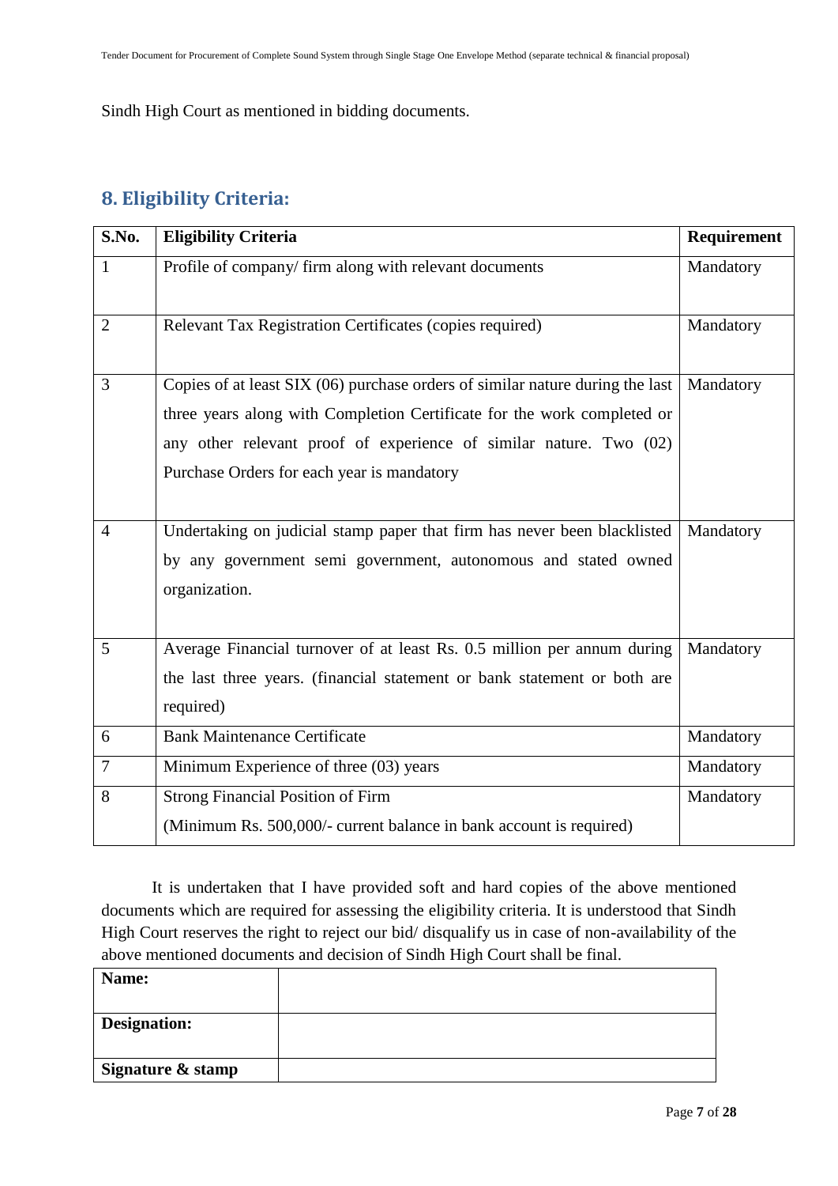Sindh High Court as mentioned in bidding documents.

## 8. Eligibility Criteria:

| S.No. | Eligibility Criteria | Requirement |
|---|---|---|
| 1 | Profile of company/ firm along with relevant documents | Mandatory |
| 2 | Relevant Tax Registration Certificates (copies required) | Mandatory |
| 3 | Copies of at least SIX (06) purchase orders of similar nature during the last three years along with Completion Certificate for the work completed or any other relevant proof of experience of similar nature. Two (02) Purchase Orders for each year is mandatory | Mandatory |
| 4 | Undertaking on judicial stamp paper that firm has never been blacklisted by any government semi government, autonomous and stated owned organization. | Mandatory |
| 5 | Average Financial turnover of at least Rs. 0.5 million per annum during the last three years. (financial statement or bank statement or both are required) | Mandatory |
| 6 | Bank Maintenance Certificate | Mandatory |
| 7 | Minimum Experience of three (03) years | Mandatory |
| 8 | Strong Financial Position of Firm<br>(Minimum Rs. 500,000/- current balance in bank account is required) | Mandatory |

It is undertaken that I have provided soft and hard copies of the above mentioned documents which are required for assessing the eligibility criteria. It is understood that Sindh High Court reserves the right to reject our bid/ disqualify us in case of non-availability of the above mentioned documents and decision of Sindh High Court shall be final.

| **Name:** | |
|---|---|
| **Designation:** | |
| **Signature & stamp** | |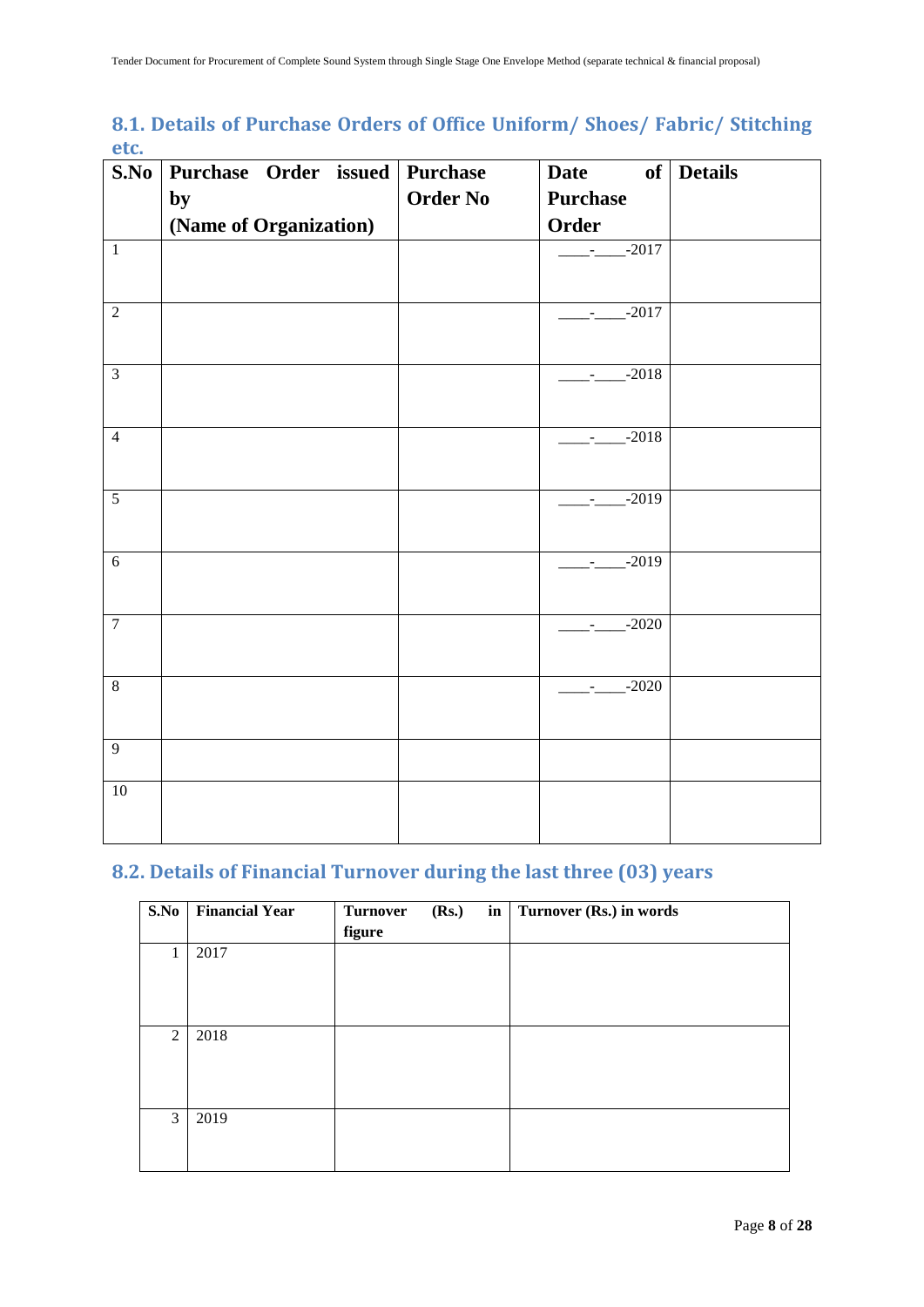## 8.1. Details of Purchase Orders of Office Uniform/ Shoes/ Fabric/ Stitching etc.

| S.No | Purchase Order issued by (Name of Organization) | Purchase Order No | Date of Purchase Order | Details |
|---|---|---|---|---|
| 1 | | | ____-____-2017 | |
| 2 | | | ____-____-2017 | |
| 3 | | | ____-____-2018 | |
| 4 | | | ____-____-2018 | |
| 5 | | | ____-____-2019 | |
| 6 | | | ____-____-2019 | |
| 7 | | | ____-____-2020 | |
| 8 | | | ____-____-2020 | |
| 9 | | | | |
| 10 | | | | |

## 8.2. Details of Financial Turnover during the last three (03) years

| S.No | Financial Year | Turnover (Rs.) in figure | Turnover (Rs.) in words |
|---|---|---|---|
| 1 | 2017 | | |
| 2 | 2018 | | |
| 3 | 2019 | | |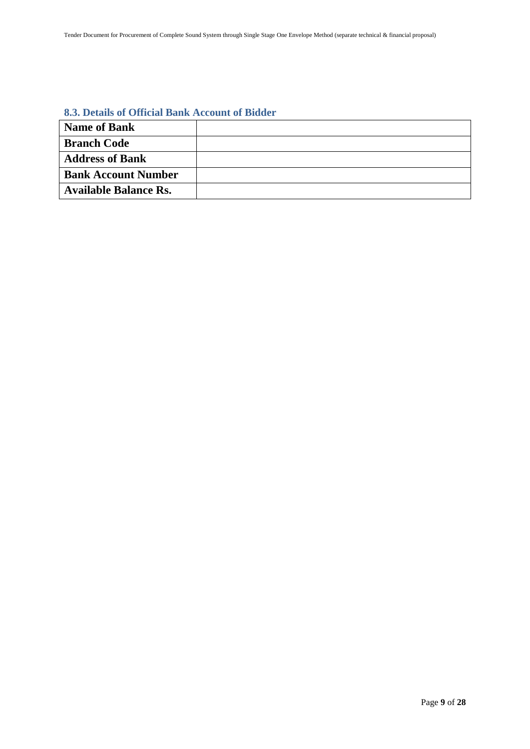### 8.3. Details of Official Bank Account of Bidder

| | |
|---|---|
| **Name of Bank** | |
| **Branch Code** | |
| **Address of Bank** | |
| **Bank Account Number** | |
| **Available Balance Rs.** | |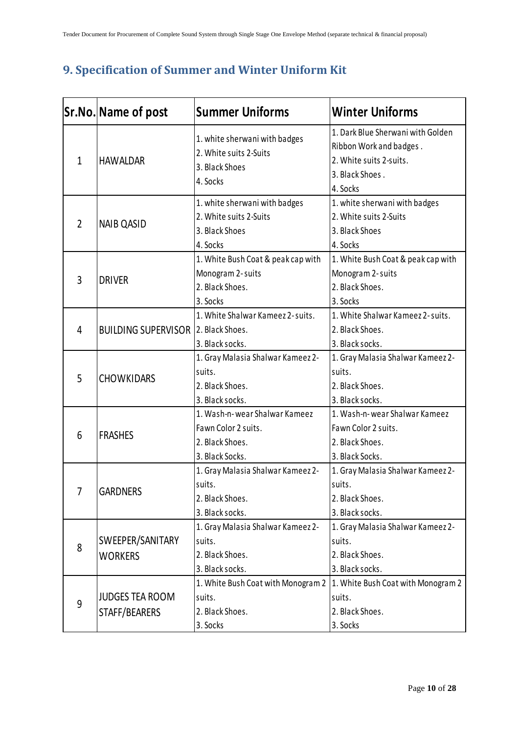## 9. Specification of Summer and Winter Uniform Kit

| Sr.No. | Name of post | Summer Uniforms | Winter Uniforms |
|---|---|---|---|
| 1 | HAWALDAR | 1. white sherwani with badges<br>2. White suits 2-Suits<br>3. Black Shoes<br>4. Socks | 1. Dark Blue Sherwani with Golden Ribbon Work and badges .<br>2. White suits 2-suits.<br>3. Black Shoes .<br>4. Socks |
| 2 | NAIB QASID | 1. white sherwani with badges<br>2. White suits 2-Suits<br>3. Black Shoes<br>4. Socks | 1. white sherwani with badges<br>2. White suits 2-Suits<br>3. Black Shoes<br>4. Socks |
| 3 | DRIVER | 1. White Bush Coat & peak cap with Monogram 2- suits<br>2. Black Shoes.<br>3. Socks | 1. White Bush Coat & peak cap with Monogram 2- suits<br>2. Black Shoes.<br>3. Socks |
| 4 | BUILDING SUPERVISOR | 1. White Shalwar Kameez 2- suits.<br>2. Black Shoes.<br>3. Black socks. | 1. White Shalwar Kameez 2- suits.<br>2. Black Shoes.<br>3. Black socks. |
| 5 | CHOWKIDARS | 1. Gray Malasia Shalwar Kameez 2-suits.<br>2. Black Shoes.<br>3. Black socks. | 1. Gray Malasia Shalwar Kameez 2-suits.<br>2. Black Shoes.<br>3. Black socks. |
| 6 | FRASHES | 1. Wash-n- wear Shalwar Kameez Fawn Color 2 suits.<br>2. Black Shoes.<br>3. Black Socks. | 1. Wash-n- wear Shalwar Kameez Fawn Color 2 suits.<br>2. Black Shoes.<br>3. Black Socks. |
| 7 | GARDNERS | 1. Gray Malasia Shalwar Kameez 2-suits.<br>2. Black Shoes.<br>3. Black socks. | 1. Gray Malasia Shalwar Kameez 2-suits.<br>2. Black Shoes.<br>3. Black socks. |
| 8 | SWEEPER/SANITARY WORKERS | 1. Gray Malasia Shalwar Kameez 2-suits.<br>2. Black Shoes.<br>3. Black socks. | 1. Gray Malasia Shalwar Kameez 2-suits.<br>2. Black Shoes.<br>3. Black socks. |
| 9 | JUDGES TEA ROOM STAFF/BEARERS | 1. White Bush Coat with Monogram 2 suits.<br>2. Black Shoes.<br>3. Socks | 1. White Bush Coat with Monogram 2 suits.<br>2. Black Shoes.<br>3. Socks |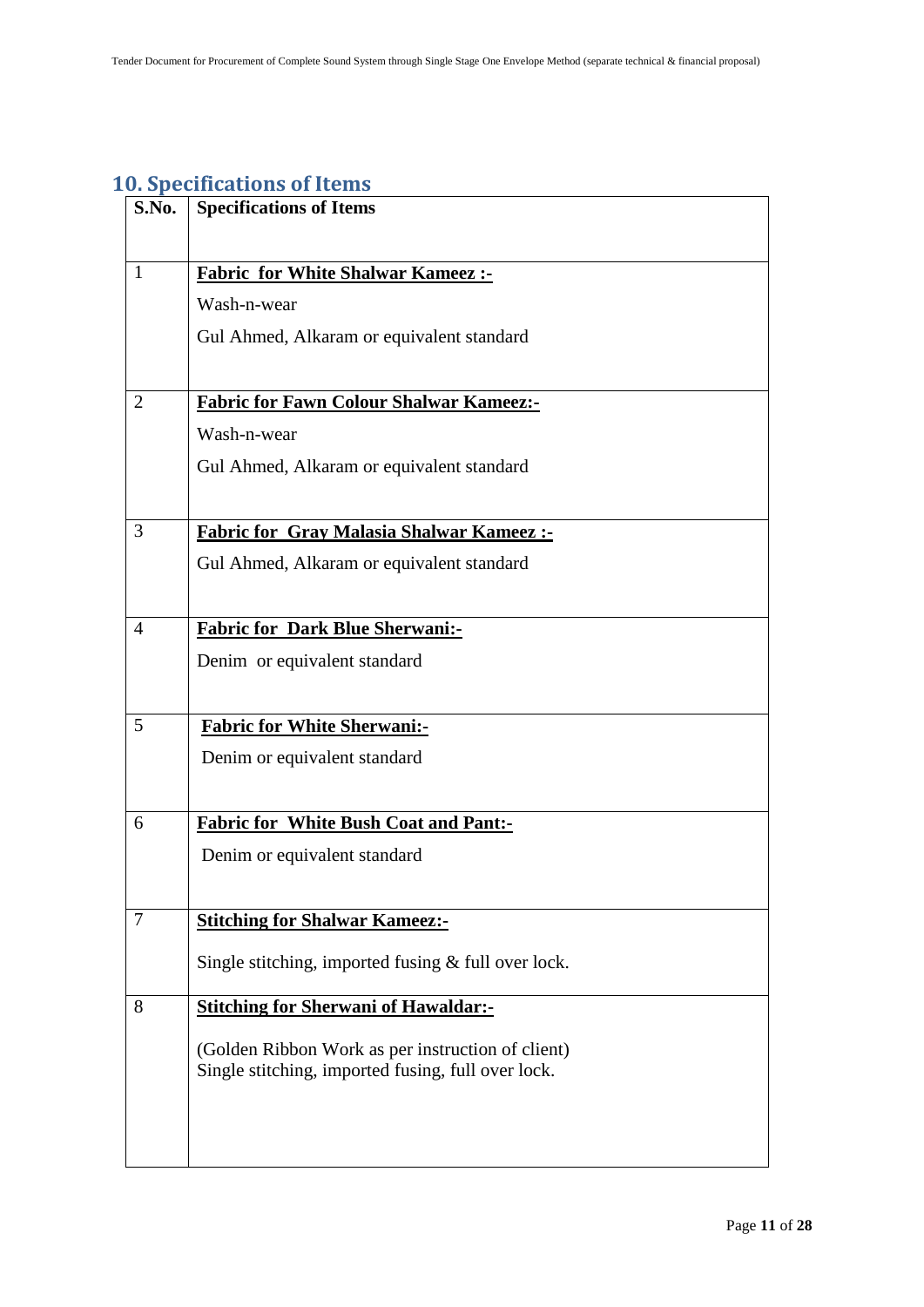## 10. Specifications of Items

| S.No. | Specifications of Items |
|---|---|
| 1 | **<u>Fabric for White Shalwar Kameez :-</u>**<br>Wash-n-wear<br>Gul Ahmed, Alkaram or equivalent standard |
| 2 | **<u>Fabric for Fawn Colour Shalwar Kameez:-</u>**<br>Wash-n-wear<br>Gul Ahmed, Alkaram or equivalent standard |
| 3 | **<u>Fabric for Gray Malasia Shalwar Kameez :-</u>**<br>Gul Ahmed, Alkaram or equivalent standard |
| 4 | **<u>Fabric for Dark Blue Sherwani:-</u>**<br>Denim or equivalent standard |
| 5 | **<u>Fabric for White Sherwani:-</u>**<br>Denim or equivalent standard |
| 6 | **<u>Fabric for White Bush Coat and Pant:-</u>**<br>Denim or equivalent standard |
| 7 | **<u>Stitching for Shalwar Kameez:-</u>**<br>Single stitching, imported fusing & full over lock. |
| 8 | **<u>Stitching for Sherwani of Hawaldar:-</u>**<br>(Golden Ribbon Work as per instruction of client)<br>Single stitching, imported fusing, full over lock. |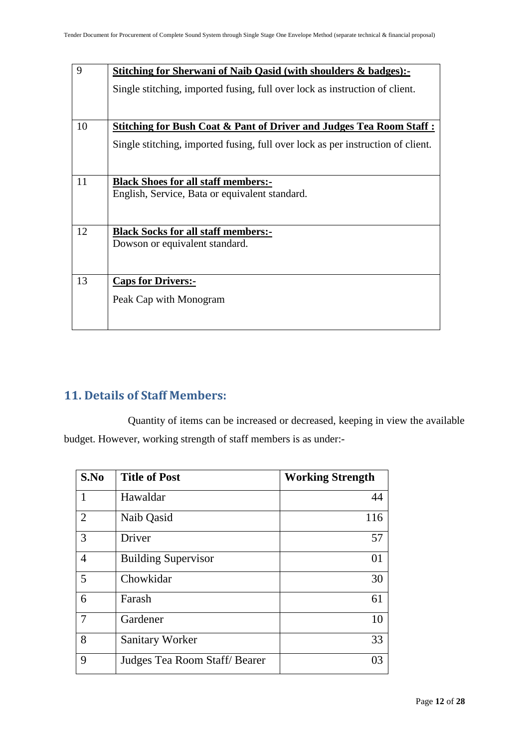| | |
|---|---|
| 9 | **<u>Stitching for Sherwani of Naib Qasid (with shoulders & badges):-</u>**<br><br>Single stitching, imported fusing, full over lock as instruction of client. |
| 10 | **<u>Stitching for Bush Coat & Pant of Driver and Judges Tea Room Staff :</u>**<br><br>Single stitching, imported fusing, full over lock as per instruction of client. |
| 11 | **<u>Black Shoes for all staff members:-</u>**<br>English, Service, Bata or equivalent standard. |
| 12 | **<u>Black Socks for all staff members:-</u>**<br>Dowson or equivalent standard. |
| 13 | **<u>Caps for Drivers:-</u>**<br><br>Peak Cap with Monogram |

## 11. Details of Staff Members:

Quantity of items can be increased or decreased, keeping in view the available budget. However, working strength of staff members is as under:-

| S.No | Title of Post | Working Strength |
|---|---|---|
| 1 | Hawaldar | 44 |
| 2 | Naib Qasid | 116 |
| 3 | Driver | 57 |
| 4 | Building Supervisor | 01 |
| 5 | Chowkidar | 30 |
| 6 | Farash | 61 |
| 7 | Gardener | 10 |
| 8 | Sanitary Worker | 33 |
| 9 | Judges Tea Room Staff/ Bearer | 03 |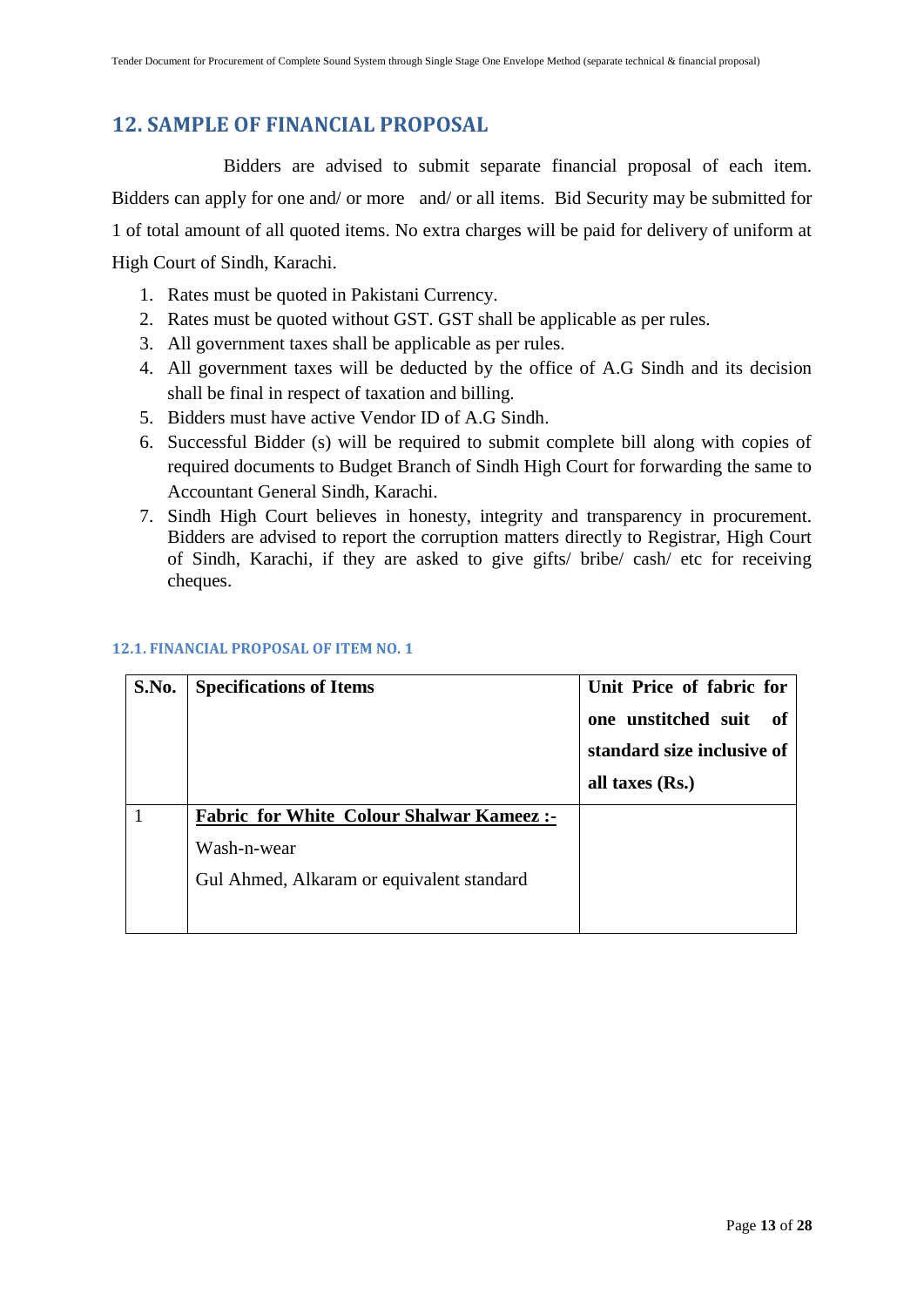## 12. SAMPLE OF FINANCIAL PROPOSAL

Bidders are advised to submit separate financial proposal of each item. Bidders can apply for one and/ or more and/ or all items. Bid Security may be submitted for 1 of total amount of all quoted items. No extra charges will be paid for delivery of uniform at High Court of Sindh, Karachi.

1. Rates must be quoted in Pakistani Currency.
2. Rates must be quoted without GST. GST shall be applicable as per rules.
3. All government taxes shall be applicable as per rules.
4. All government taxes will be deducted by the office of A.G Sindh and its decision shall be final in respect of taxation and billing.
5. Bidders must have active Vendor ID of A.G Sindh.
6. Successful Bidder (s) will be required to submit complete bill along with copies of required documents to Budget Branch of Sindh High Court for forwarding the same to Accountant General Sindh, Karachi.
7. Sindh High Court believes in honesty, integrity and transparency in procurement. Bidders are advised to report the corruption matters directly to Registrar, High Court of Sindh, Karachi, if they are asked to give gifts/ bribe/ cash/ etc for receiving cheques.

#### 12.1. FINANCIAL PROPOSAL OF ITEM NO. 1

| S.No. | Specifications of Items | Unit Price of fabric for one unstitched suit of standard size inclusive of all taxes (Rs.) |
|---|---|---|
| 1 | **Fabric for White Colour Shalwar Kameez :-**<br>Wash-n-wear<br>Gul Ahmed, Alkaram or equivalent standard | |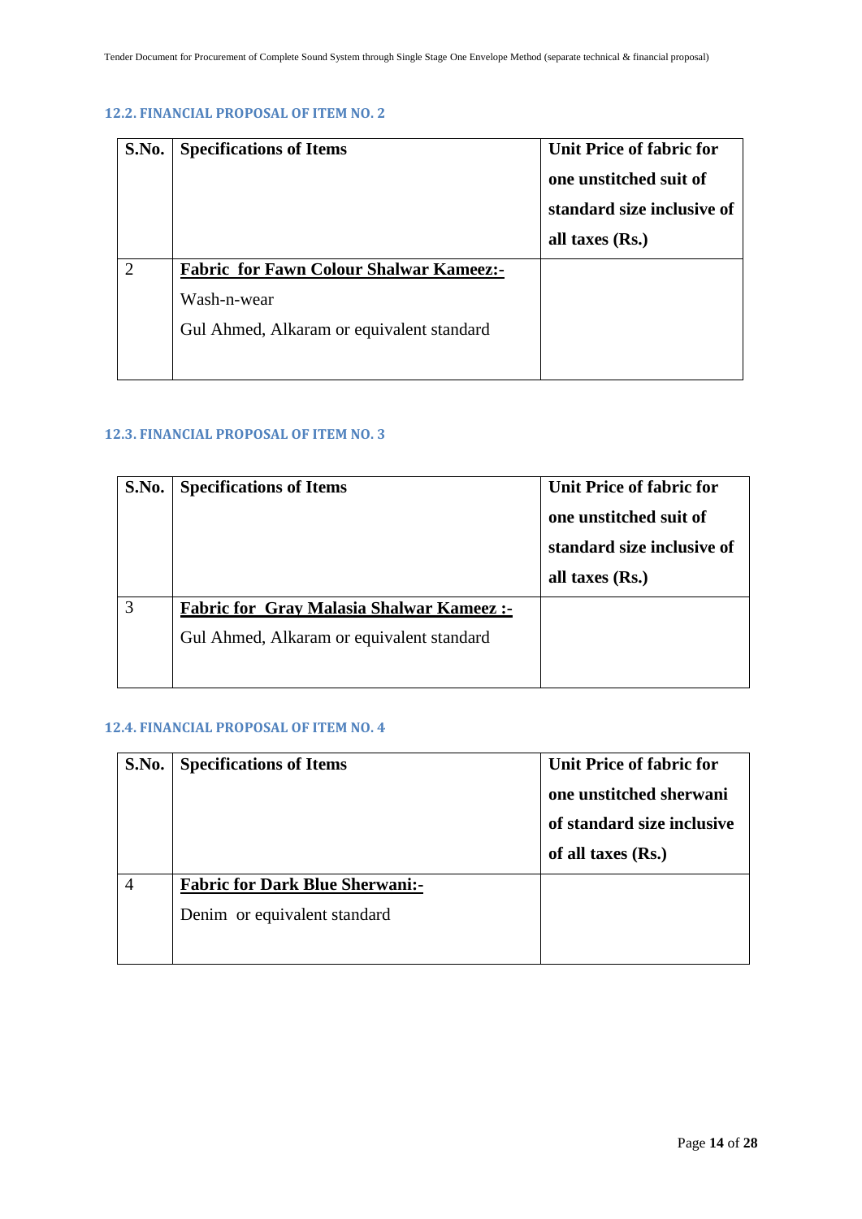### 12.2. FINANCIAL PROPOSAL OF ITEM NO. 2

| S.No. | Specifications of Items | Unit Price of fabric for one unstitched suit of standard size inclusive of all taxes (Rs.) |
|---|---|---|
| 2 | **<u>Fabric for Fawn Colour Shalwar Kameez:-</u>**<br>Wash-n-wear<br>Gul Ahmed, Alkaram or equivalent standard | |

### 12.3. FINANCIAL PROPOSAL OF ITEM NO. 3

| S.No. | Specifications of Items | Unit Price of fabric for one unstitched suit of standard size inclusive of all taxes (Rs.) |
|---|---|---|
| 3 | **<u>Fabric for Gray Malasia Shalwar Kameez :-</u>**<br>Gul Ahmed, Alkaram or equivalent standard | |

### 12.4. FINANCIAL PROPOSAL OF ITEM NO. 4

| S.No. | Specifications of Items | Unit Price of fabric for one unstitched sherwani of standard size inclusive of all taxes (Rs.) |
|---|---|---|
| 4 | **<u>Fabric for Dark Blue Sherwani:-</u>**<br>Denim or equivalent standard | |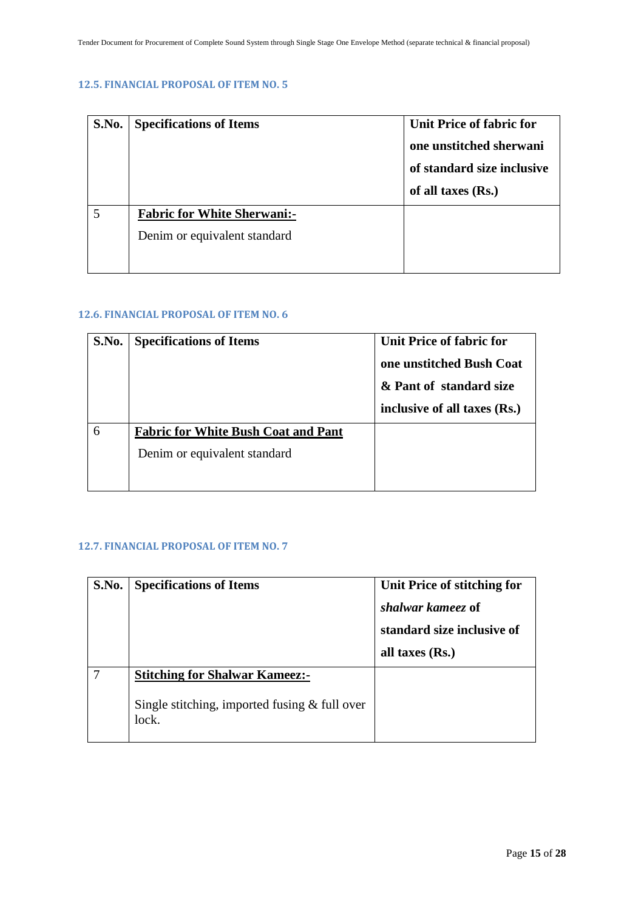### 12.5. FINANCIAL PROPOSAL OF ITEM NO. 5

| S.No. | Specifications of Items | Unit Price of fabric for one unstitched sherwani of standard size inclusive of all taxes (Rs.) |
|---|---|---|
| 5 | **<u>Fabric for White Sherwani:-</u>**<br>Denim or equivalent standard | |

### 12.6. FINANCIAL PROPOSAL OF ITEM NO. 6

| S.No. | Specifications of Items | Unit Price of fabric for one unstitched Bush Coat & Pant of standard size inclusive of all taxes (Rs.) |
|---|---|---|
| 6 | **<u>Fabric for White Bush Coat and Pant</u>**<br>Denim or equivalent standard | |

### 12.7. FINANCIAL PROPOSAL OF ITEM NO. 7

| S.No. | Specifications of Items | Unit Price of stitching for *shalwar kameez* of standard size inclusive of all taxes (Rs.) |
|---|---|---|
| 7 | **<u>Stitching for Shalwar Kameez:-</u>**<br>Single stitching, imported fusing & full over lock. | |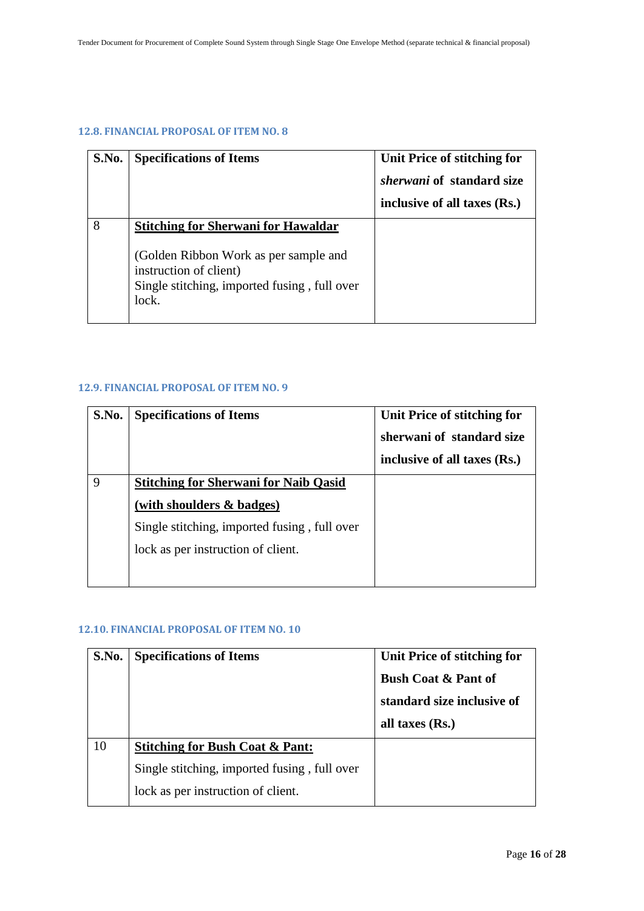### 12.8. FINANCIAL PROPOSAL OF ITEM NO. 8

| S.No. | Specifications of Items | Unit Price of stitching for *sherwani* of standard size inclusive of all taxes (Rs.) |
|---|---|---|
| 8 | <u>**Stitching for Sherwani for Hawaldar**</u><br><br>(Golden Ribbon Work as per sample and instruction of client)<br>Single stitching, imported fusing , full over lock. | |

### 12.9. FINANCIAL PROPOSAL OF ITEM NO. 9

| S.No. | Specifications of Items | Unit Price of stitching for sherwani of standard size inclusive of all taxes (Rs.) |
|---|---|---|
| 9 | <u>**Stitching for Sherwani for Naib Qasid (with shoulders & badges)**</u><br>Single stitching, imported fusing , full over lock as per instruction of client. | |

### 12.10. FINANCIAL PROPOSAL OF ITEM NO. 10

| S.No. | Specifications of Items | Unit Price of stitching for Bush Coat & Pant of standard size inclusive of all taxes (Rs.) |
|---|---|---|
| 10 | <u>**Stitching for Bush Coat & Pant:**</u><br>Single stitching, imported fusing , full over lock as per instruction of client. | |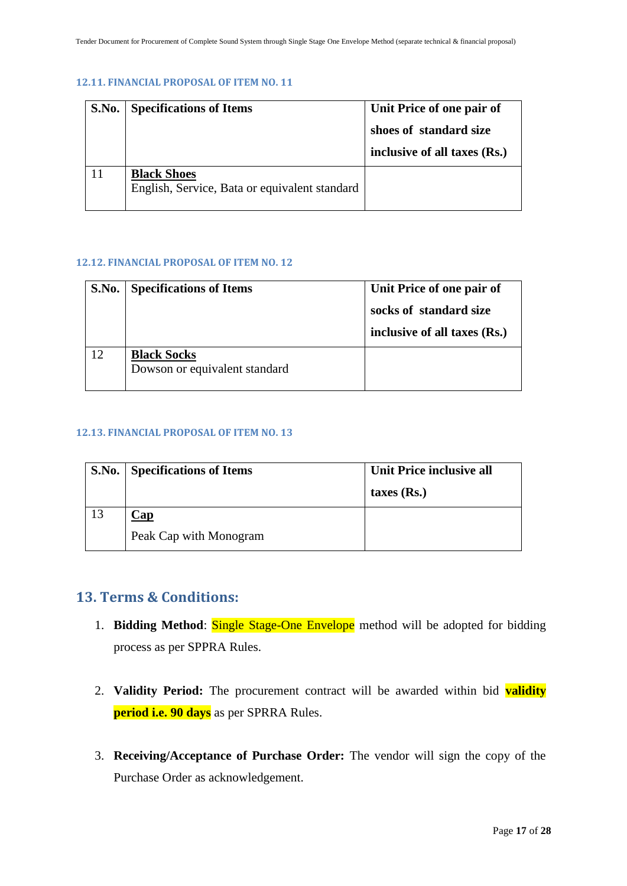### 12.11. FINANCIAL PROPOSAL OF ITEM NO. 11

| S.No. | Specifications of Items | Unit Price of one pair of shoes of standard size inclusive of all taxes (Rs.) |
|---|---|---|
| 11 | **Black Shoes**<br>English, Service, Bata or equivalent standard | |

### 12.12. FINANCIAL PROPOSAL OF ITEM NO. 12

| S.No. | Specifications of Items | Unit Price of one pair of socks of standard size inclusive of all taxes (Rs.) |
|---|---|---|
| 12 | **Black Socks**<br>Dowson or equivalent standard | |

### 12.13. FINANCIAL PROPOSAL OF ITEM NO. 13

| S.No. | Specifications of Items | Unit Price inclusive all taxes (Rs.) |
|---|---|---|
| 13 | **Cap**<br>Peak Cap with Monogram | |

## 13. Terms & Conditions:

1. **Bidding Method**: Single Stage-One Envelope method will be adopted for bidding process as per SPPRA Rules.

2. **Validity Period:** The procurement contract will be awarded within bid **validity period i.e. 90 days** as per SPRRA Rules.

3. **Receiving/Acceptance of Purchase Order:** The vendor will sign the copy of the Purchase Order as acknowledgement.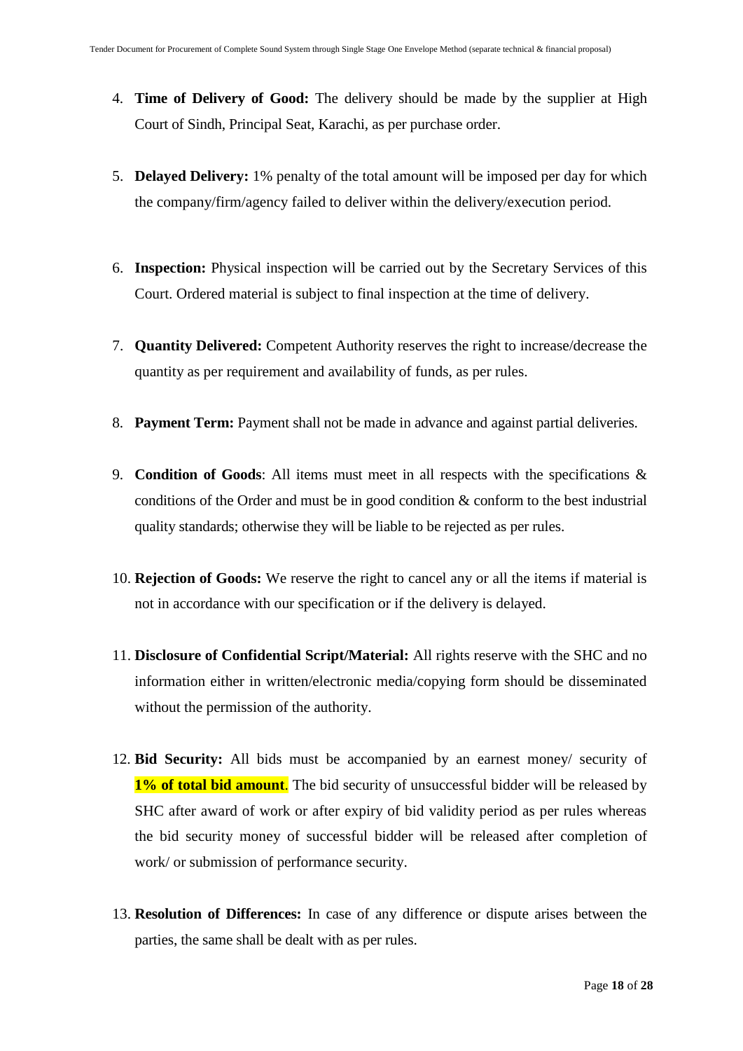4. **Time of Delivery of Good:** The delivery should be made by the supplier at High Court of Sindh, Principal Seat, Karachi, as per purchase order.

5. **Delayed Delivery:** 1% penalty of the total amount will be imposed per day for which the company/firm/agency failed to deliver within the delivery/execution period.

6. **Inspection:** Physical inspection will be carried out by the Secretary Services of this Court. Ordered material is subject to final inspection at the time of delivery.

7. **Quantity Delivered:** Competent Authority reserves the right to increase/decrease the quantity as per requirement and availability of funds, as per rules.

8. **Payment Term:** Payment shall not be made in advance and against partial deliveries.

9. **Condition of Goods**: All items must meet in all respects with the specifications & conditions of the Order and must be in good condition & conform to the best industrial quality standards; otherwise they will be liable to be rejected as per rules.

10. **Rejection of Goods:** We reserve the right to cancel any or all the items if material is not in accordance with our specification or if the delivery is delayed.

11. **Disclosure of Confidential Script/Material:** All rights reserve with the SHC and no information either in written/electronic media/copying form should be disseminated without the permission of the authority.

12. **Bid Security:** All bids must be accompanied by an earnest money/ security of **1% of total bid amount**. The bid security of unsuccessful bidder will be released by SHC after award of work or after expiry of bid validity period as per rules whereas the bid security money of successful bidder will be released after completion of work/ or submission of performance security.

13. **Resolution of Differences:** In case of any difference or dispute arises between the parties, the same shall be dealt with as per rules.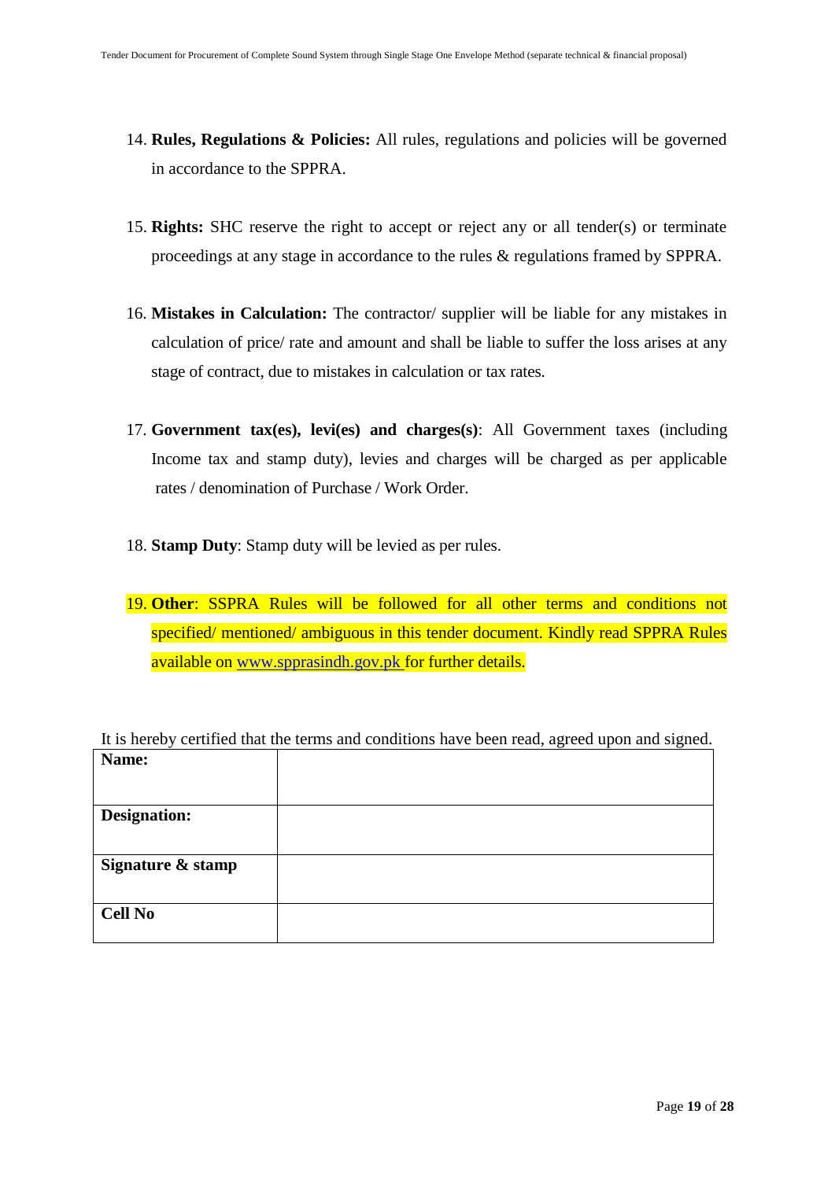14. **Rules, Regulations & Policies:** All rules, regulations and policies will be governed in accordance to the SPPRA.

15. **Rights:** SHC reserve the right to accept or reject any or all tender(s) or terminate proceedings at any stage in accordance to the rules & regulations framed by SPPRA.

16. **Mistakes in Calculation:** The contractor/ supplier will be liable for any mistakes in calculation of price/ rate and amount and shall be liable to suffer the loss arises at any stage of contract, due to mistakes in calculation or tax rates.

17. **Government tax(es), levi(es) and charges(s)**: All Government taxes (including Income tax and stamp duty), levies and charges will be charged as per applicable rates / denomination of Purchase / Work Order.

18. **Stamp Duty**: Stamp duty will be levied as per rules.

19. **Other**: SSPRA Rules will be followed for all other terms and conditions not specified/ mentioned/ ambiguous in this tender document. Kindly read SPPRA Rules available on www.spprasindh.gov.pk for further details.

It is hereby certified that the terms and conditions have been read, agreed upon and signed.

| **Name:** | |
|---|---|
| **Designation:** | |
| **Signature & stamp** | |
| **Cell No** | |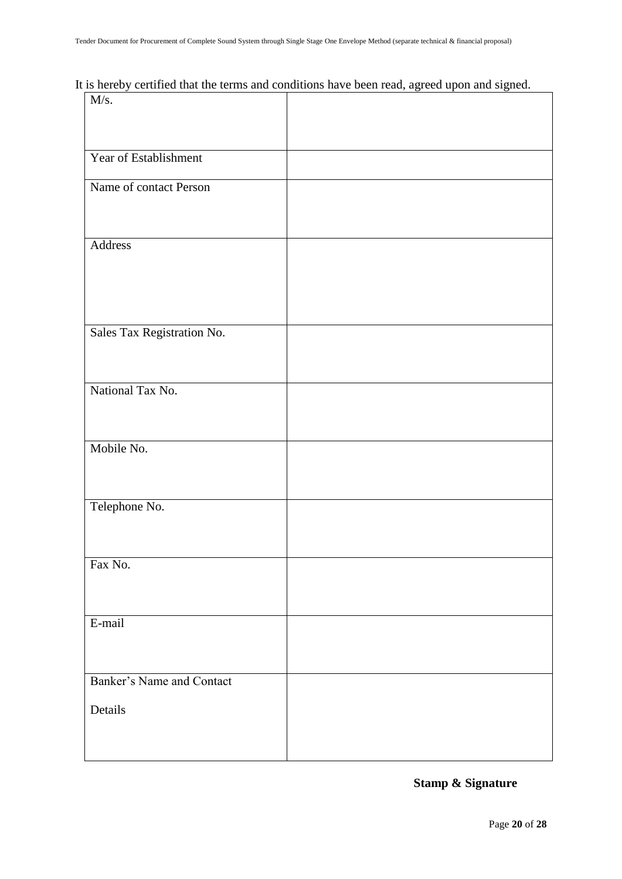It is hereby certified that the terms and conditions have been read, agreed upon and signed.

| M/s. | |
|---|---|
| Year of Establishment | |
| Name of contact Person | |
| Address | |
| Sales Tax Registration No. | |
| National Tax No. | |
| Mobile No. | |
| Telephone No. | |
| Fax No. | |
| E-mail | |
| Banker's Name and Contact Details | |

**Stamp & Signature**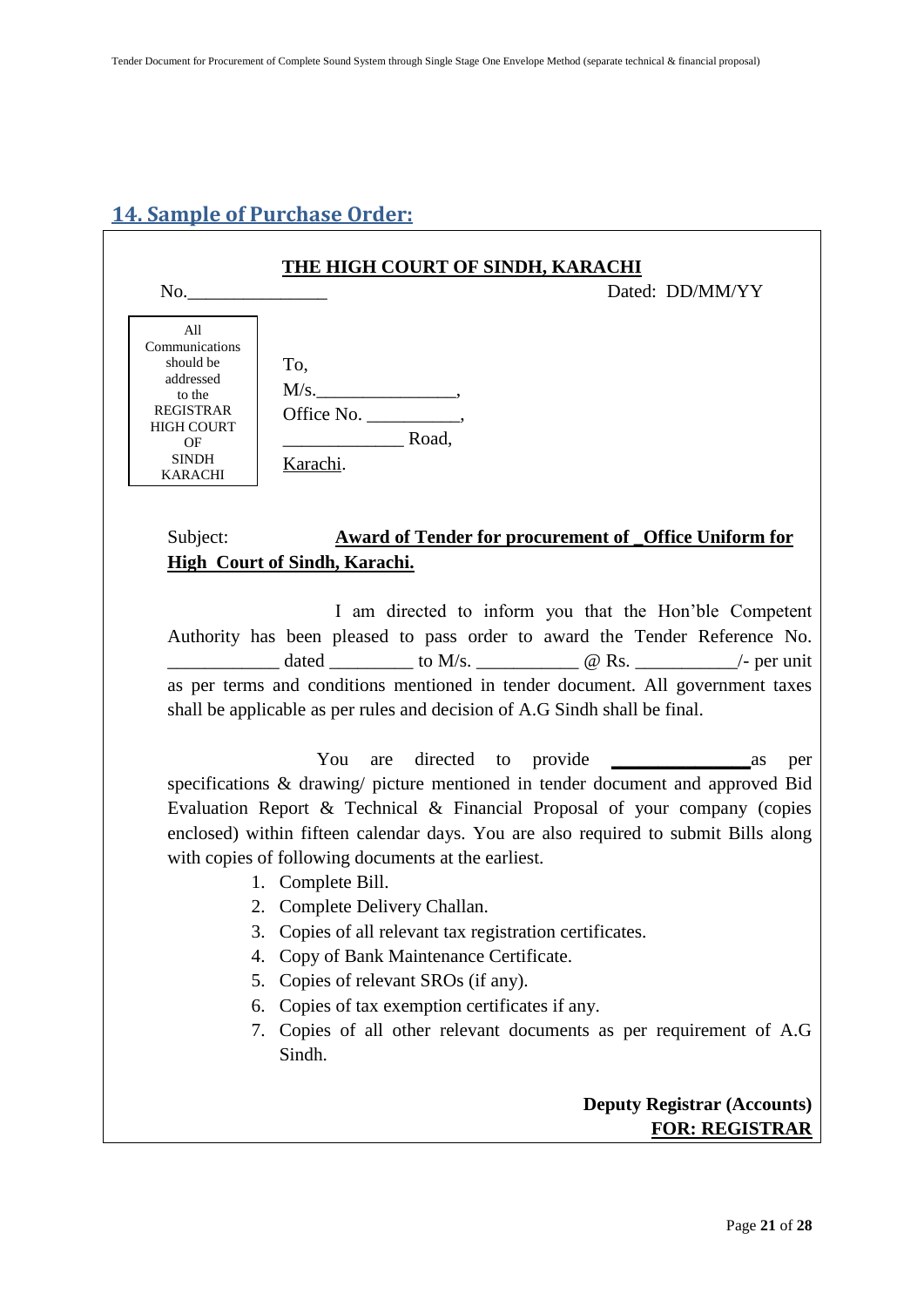## 14. Sample of Purchase Order:

**THE HIGH COURT OF SINDH, KARACHI**

No.________________ Dated: DD/MM/YY

| All Communications should be addressed to the REGISTRAR HIGH COURT OF SINDH KARACHI |
|---|

To,
M/s.________________,
Office No. ___________,
______________ Road,
Karachi.

Subject: **Award of Tender for procurement of _Office Uniform for High Court of Sindh, Karachi.**

I am directed to inform you that the Hon'ble Competent Authority has been pleased to pass order to award the Tender Reference No. ____________ dated _________ to M/s. ___________ @ Rs. ___________/- per unit as per terms and conditions mentioned in tender document. All government taxes shall be applicable as per rules and decision of A.G Sindh shall be final.

You are directed to provide _______________ as per specifications & drawing/ picture mentioned in tender document and approved Bid Evaluation Report & Technical & Financial Proposal of your company (copies enclosed) within fifteen calendar days. You are also required to submit Bills along with copies of following documents at the earliest.

1. Complete Bill.
2. Complete Delivery Challan.
3. Copies of all relevant tax registration certificates.
4. Copy of Bank Maintenance Certificate.
5. Copies of relevant SROs (if any).
6. Copies of tax exemption certificates if any.
7. Copies of all other relevant documents as per requirement of A.G Sindh.

**Deputy Registrar (Accounts)**
**FOR: REGISTRAR**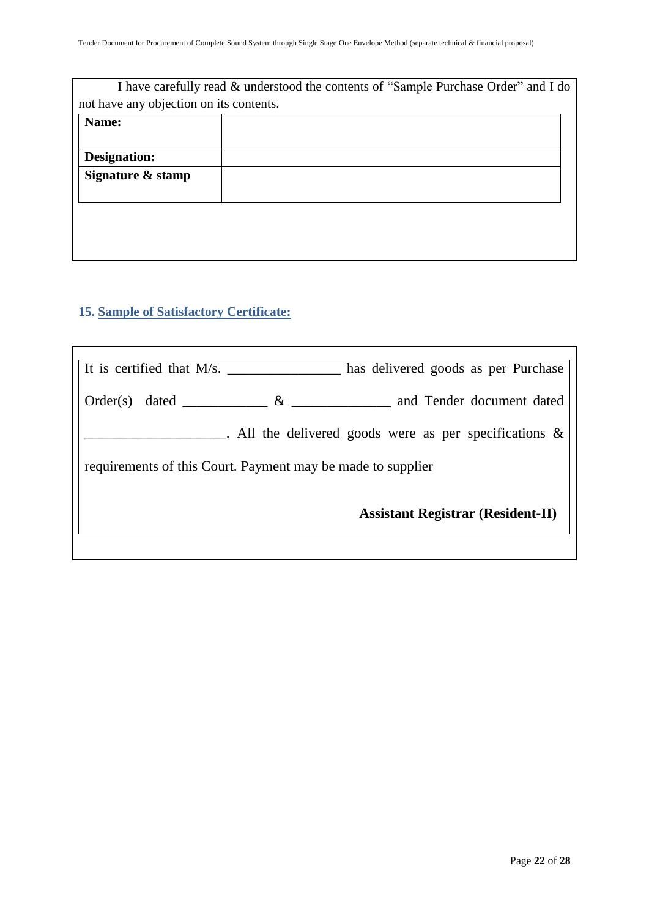I have carefully read & understood the contents of "Sample Purchase Order" and I do not have any objection on its contents.

| Name: | |
|---|---|
| Designation: | |
| Signature & stamp | |

## 15. Sample of Satisfactory Certificate:

It is certified that M/s. ________________ has delivered goods as per Purchase Order(s) dated ____________ & ______________ and Tender document dated ____________________. All the delivered goods were as per specifications & requirements of this Court. Payment may be made to supplier

**Assistant Registrar (Resident-II)**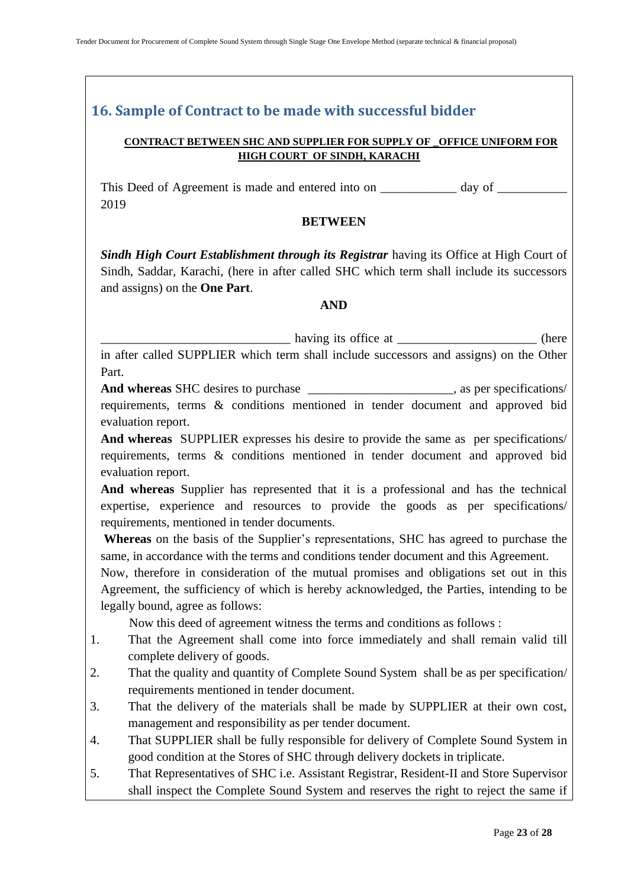## 16. Sample of Contract to be made with successful bidder

**CONTRACT BETWEEN SHC AND SUPPLIER FOR SUPPLY OF _OFFICE UNIFORM FOR HIGH COURT OF SINDH, KARACHI**

This Deed of Agreement is made and entered into on ____________ day of ___________ 2019

**BETWEEN**

***Sindh High Court Establishment through its Registrar*** having its Office at High Court of Sindh, Saddar, Karachi, (here in after called SHC which term shall include its successors and assigns) on the **One Part**.

**AND**

______________________________ having its office at ______________________ (here in after called SUPPLIER which term shall include successors and assigns) on the Other Part.

**And whereas** SHC desires to purchase _______________________, as per specifications/ requirements, terms & conditions mentioned in tender document and approved bid evaluation report.

**And whereas** SUPPLIER expresses his desire to provide the same as per specifications/ requirements, terms & conditions mentioned in tender document and approved bid evaluation report.

**And whereas** Supplier has represented that it is a professional and has the technical expertise, experience and resources to provide the goods as per specifications/ requirements, mentioned in tender documents.

**Whereas** on the basis of the Supplier's representations, SHC has agreed to purchase the same, in accordance with the terms and conditions tender document and this Agreement.

Now, therefore in consideration of the mutual promises and obligations set out in this Agreement, the sufficiency of which is hereby acknowledged, the Parties, intending to be legally bound, agree as follows:

Now this deed of agreement witness the terms and conditions as follows :

1. That the Agreement shall come into force immediately and shall remain valid till complete delivery of goods.
2. That the quality and quantity of Complete Sound System shall be as per specification/ requirements mentioned in tender document.
3. That the delivery of the materials shall be made by SUPPLIER at their own cost, management and responsibility as per tender document.
4. That SUPPLIER shall be fully responsible for delivery of Complete Sound System in good condition at the Stores of SHC through delivery dockets in triplicate.
5. That Representatives of SHC i.e. Assistant Registrar, Resident-II and Store Supervisor shall inspect the Complete Sound System and reserves the right to reject the same if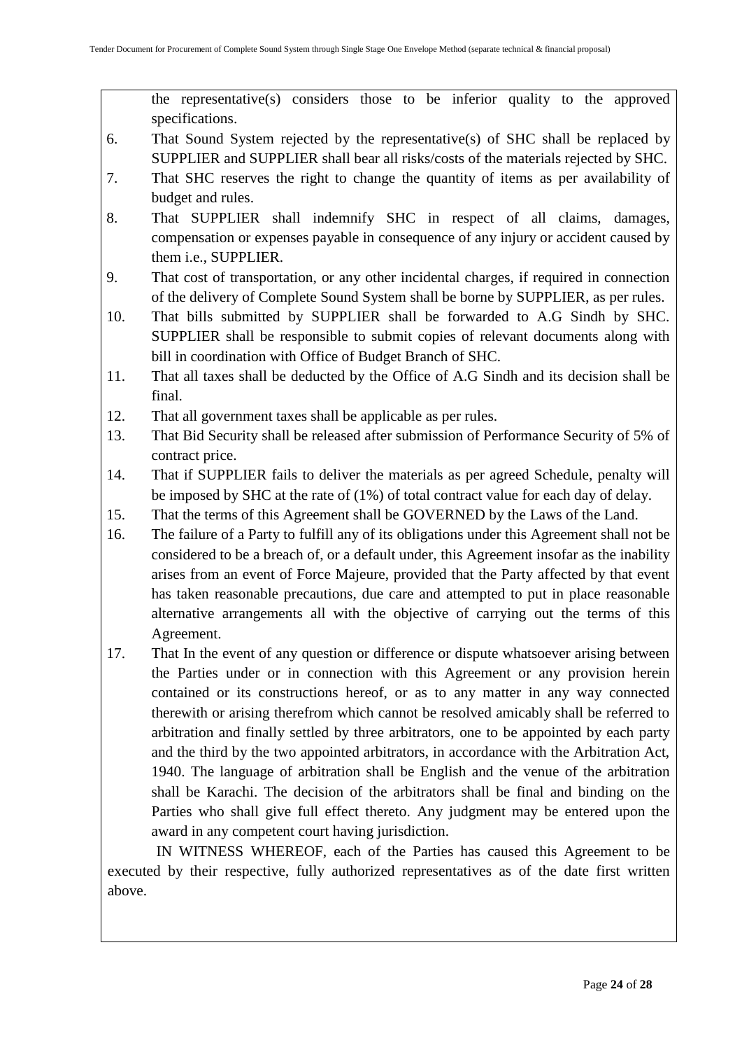the representative(s) considers those to be inferior quality to the approved specifications.

6. That Sound System rejected by the representative(s) of SHC shall be replaced by SUPPLIER and SUPPLIER shall bear all risks/costs of the materials rejected by SHC.
7. That SHC reserves the right to change the quantity of items as per availability of budget and rules.
8. That SUPPLIER shall indemnify SHC in respect of all claims, damages, compensation or expenses payable in consequence of any injury or accident caused by them i.e., SUPPLIER.
9. That cost of transportation, or any other incidental charges, if required in connection of the delivery of Complete Sound System shall be borne by SUPPLIER, as per rules.
10. That bills submitted by SUPPLIER shall be forwarded to A.G Sindh by SHC. SUPPLIER shall be responsible to submit copies of relevant documents along with bill in coordination with Office of Budget Branch of SHC.
11. That all taxes shall be deducted by the Office of A.G Sindh and its decision shall be final.
12. That all government taxes shall be applicable as per rules.
13. That Bid Security shall be released after submission of Performance Security of 5% of contract price.
14. That if SUPPLIER fails to deliver the materials as per agreed Schedule, penalty will be imposed by SHC at the rate of (1%) of total contract value for each day of delay.
15. That the terms of this Agreement shall be GOVERNED by the Laws of the Land.
16. The failure of a Party to fulfill any of its obligations under this Agreement shall not be considered to be a breach of, or a default under, this Agreement insofar as the inability arises from an event of Force Majeure, provided that the Party affected by that event has taken reasonable precautions, due care and attempted to put in place reasonable alternative arrangements all with the objective of carrying out the terms of this Agreement.
17. That In the event of any question or difference or dispute whatsoever arising between the Parties under or in connection with this Agreement or any provision herein contained or its constructions hereof, or as to any matter in any way connected therewith or arising therefrom which cannot be resolved amicably shall be referred to arbitration and finally settled by three arbitrators, one to be appointed by each party and the third by the two appointed arbitrators, in accordance with the Arbitration Act, 1940. The language of arbitration shall be English and the venue of the arbitration shall be Karachi. The decision of the arbitrators shall be final and binding on the Parties who shall give full effect thereto. Any judgment may be entered upon the award in any competent court having jurisdiction.

IN WITNESS WHEREOF, each of the Parties has caused this Agreement to be executed by their respective, fully authorized representatives as of the date first written above.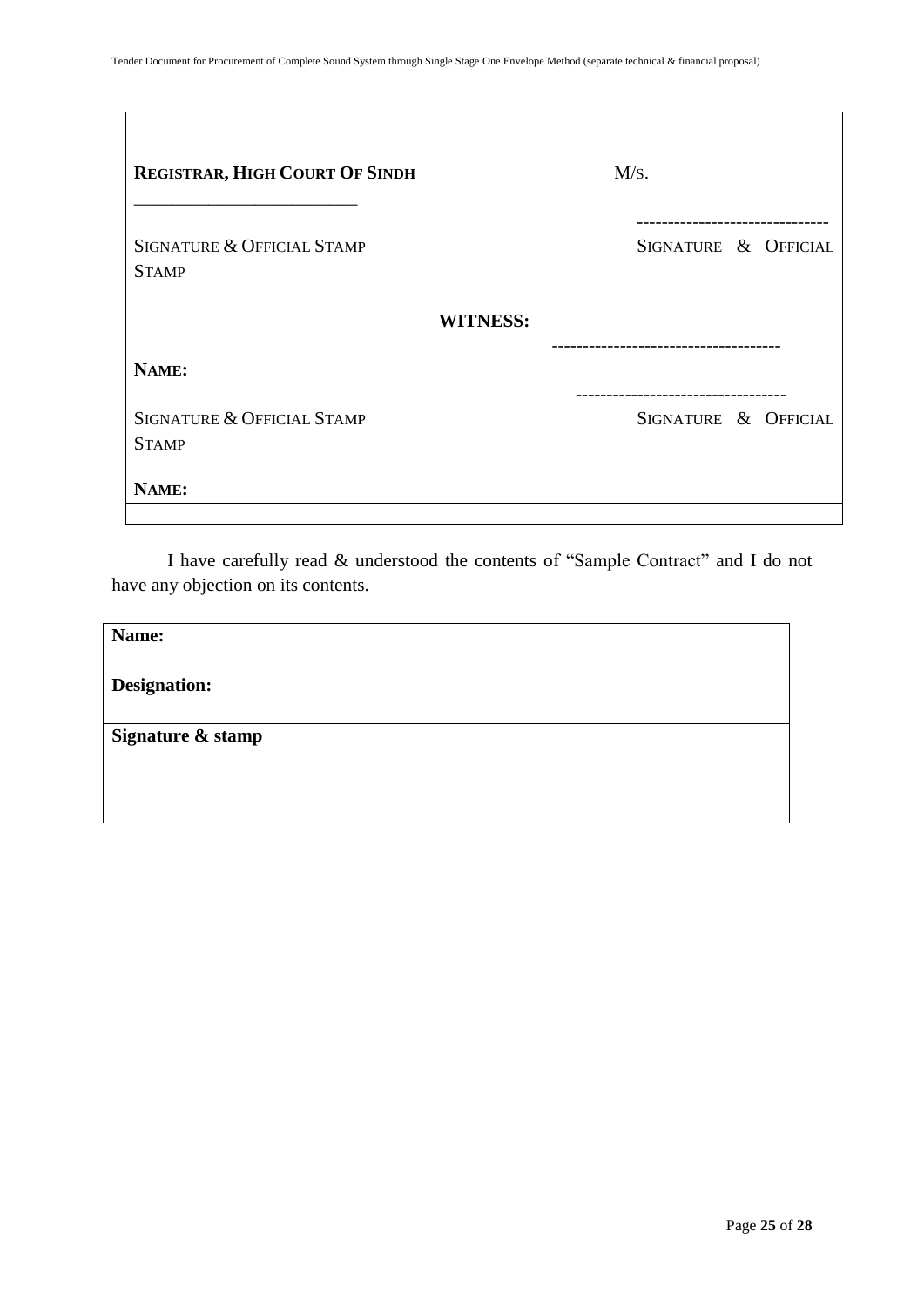| | |
|---|---|
| **REGISTRAR, HIGH COURT OF SINDH** | M/S. |
| \_\_\_\_\_\_\_\_\_\_\_\_\_\_\_\_\_\_\_\_\_\_\_\_\_\_ | ------------------------------- |
| SIGNATURE & OFFICIAL STAMP | SIGNATURE & OFFICIAL STAMP |
| **WITNESS:** | |
| **NAME:** | ------------------------------------- |
| | ---------------------------------- |
| SIGNATURE & OFFICIAL STAMP | SIGNATURE & OFFICIAL STAMP |
| **NAME:** | |

I have carefully read & understood the contents of "Sample Contract" and I do not have any objection on its contents.

| | |
|---|---|
| **Name:** | |
| **Designation:** | |
| **Signature & stamp** | |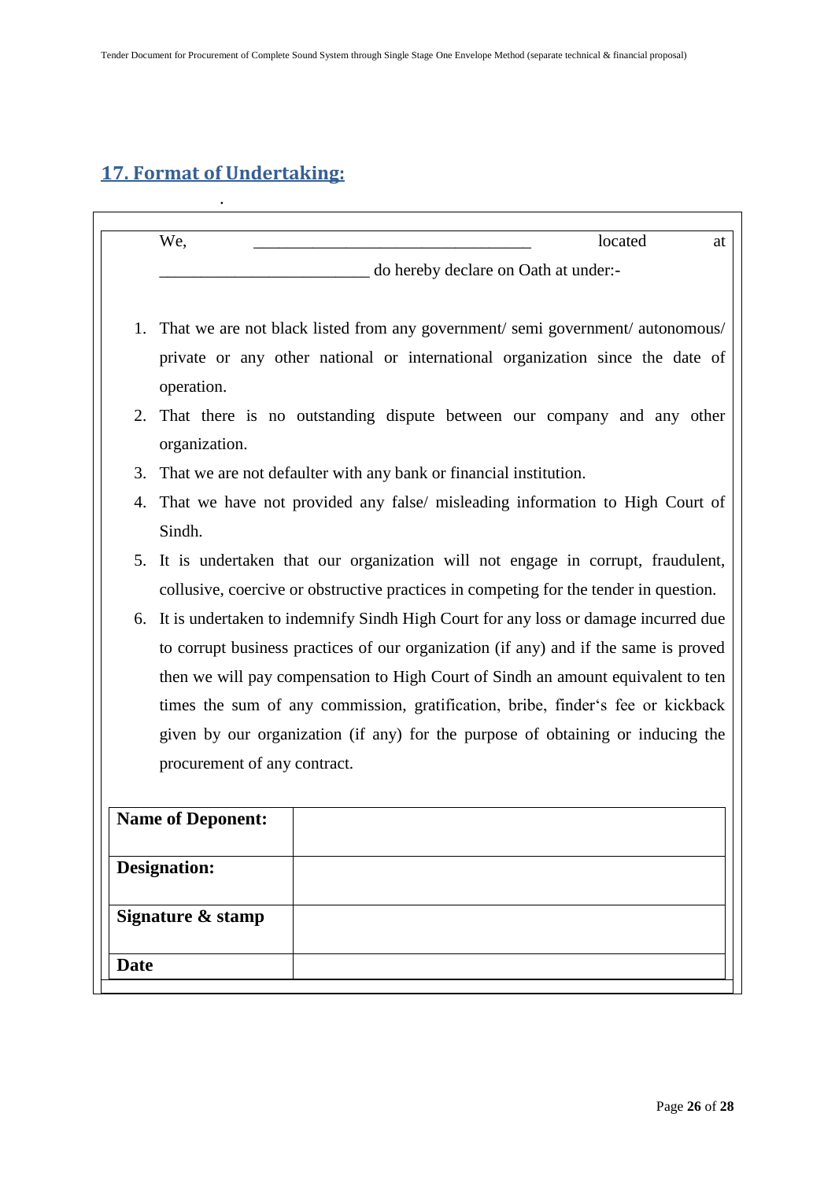## 17. Format of Undertaking:

We, \_\_\_\_\_\_\_\_\_\_\_\_\_\_\_\_\_\_\_\_\_\_\_\_\_\_\_\_\_\_\_\_\_\_\_\_ located at \_\_\_\_\_\_\_\_\_\_\_\_\_\_\_\_\_\_\_\_\_\_\_\_\_\_\_\_ do hereby declare on Oath at under:-

1. That we are not black listed from any government/ semi government/ autonomous/ private or any other national or international organization since the date of operation.
2. That there is no outstanding dispute between our company and any other organization.
3. That we are not defaulter with any bank or financial institution.
4. That we have not provided any false/ misleading information to High Court of Sindh.
5. It is undertaken that our organization will not engage in corrupt, fraudulent, collusive, coercive or obstructive practices in competing for the tender in question.
6. It is undertaken to indemnify Sindh High Court for any loss or damage incurred due to corrupt business practices of our organization (if any) and if the same is proved then we will pay compensation to High Court of Sindh an amount equivalent to ten times the sum of any commission, gratification, bribe, finder's fee or kickback given by our organization (if any) for the purpose of obtaining or inducing the procurement of any contract.

| | |
|---|---|
| **Name of Deponent:** | |
| **Designation:** | |
| **Signature & stamp** | |
| **Date** | |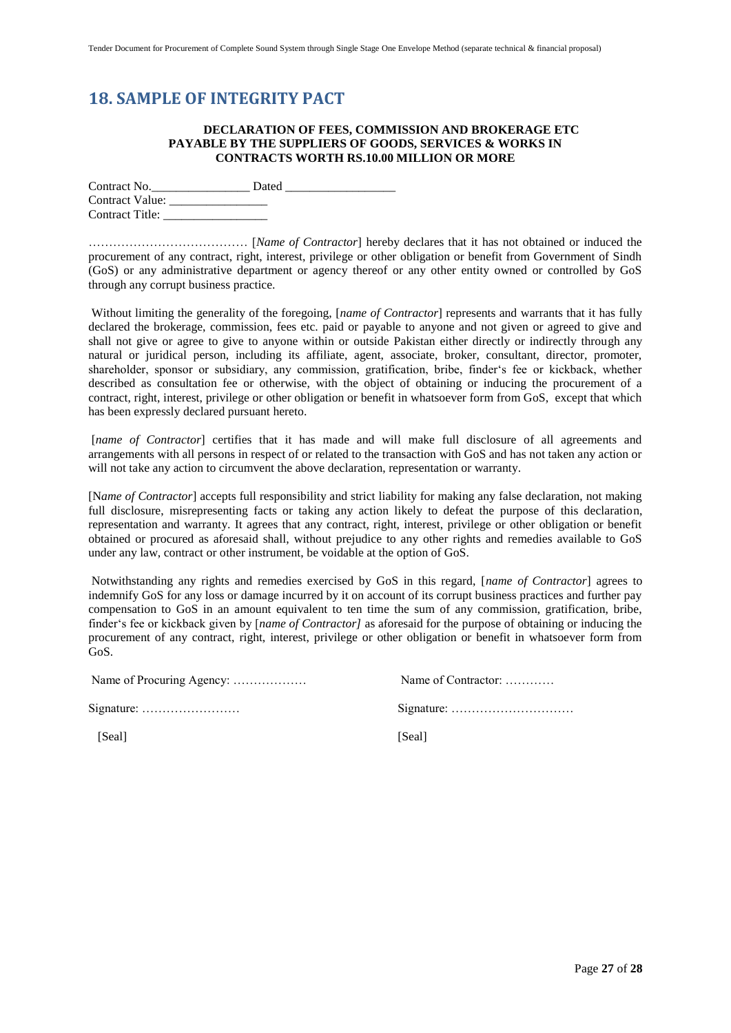## 18. SAMPLE OF INTEGRITY PACT

**DECLARATION OF FEES, COMMISSION AND BROKERAGE ETC PAYABLE BY THE SUPPLIERS OF GOODS, SERVICES & WORKS IN CONTRACTS WORTH RS.10.00 MILLION OR MORE**

Contract No.________________ Dated __________________
Contract Value: ________________
Contract Title: _________________

………………………………… [*Name of Contractor*] hereby declares that it has not obtained or induced the procurement of any contract, right, interest, privilege or other obligation or benefit from Government of Sindh (GoS) or any administrative department or agency thereof or any other entity owned or controlled by GoS through any corrupt business practice.

Without limiting the generality of the foregoing, [*name of Contractor*] represents and warrants that it has fully declared the brokerage, commission, fees etc. paid or payable to anyone and not given or agreed to give and shall not give or agree to give to anyone within or outside Pakistan either directly or indirectly through any natural or juridical person, including its affiliate, agent, associate, broker, consultant, director, promoter, shareholder, sponsor or subsidiary, any commission, gratification, bribe, finder's fee or kickback, whether described as consultation fee or otherwise, with the object of obtaining or inducing the procurement of a contract, right, interest, privilege or other obligation or benefit in whatsoever form from GoS, except that which has been expressly declared pursuant hereto.

[*name of Contractor*] certifies that it has made and will make full disclosure of all agreements and arrangements with all persons in respect of or related to the transaction with GoS and has not taken any action or will not take any action to circumvent the above declaration, representation or warranty.

[N*ame of Contractor*] accepts full responsibility and strict liability for making any false declaration, not making full disclosure, misrepresenting facts or taking any action likely to defeat the purpose of this declaration, representation and warranty. It agrees that any contract, right, interest, privilege or other obligation or benefit obtained or procured as aforesaid shall, without prejudice to any other rights and remedies available to GoS under any law, contract or other instrument, be voidable at the option of GoS.

Notwithstanding any rights and remedies exercised by GoS in this regard, [*name of Contractor*] agrees to indemnify GoS for any loss or damage incurred by it on account of its corrupt business practices and further pay compensation to GoS in an amount equivalent to ten time the sum of any commission, gratification, bribe, finder's fee or kickback given by [*name of Contractor]* as aforesaid for the purpose of obtaining or inducing the procurement of any contract, right, interest, privilege or other obligation or benefit in whatsoever form from GoS.

| | |
|---|---|
| Name of Procuring Agency: ……………… | Name of Contractor: ………… |
| Signature: …………………… | Signature: ………………………… |
| [Seal] | [Seal] |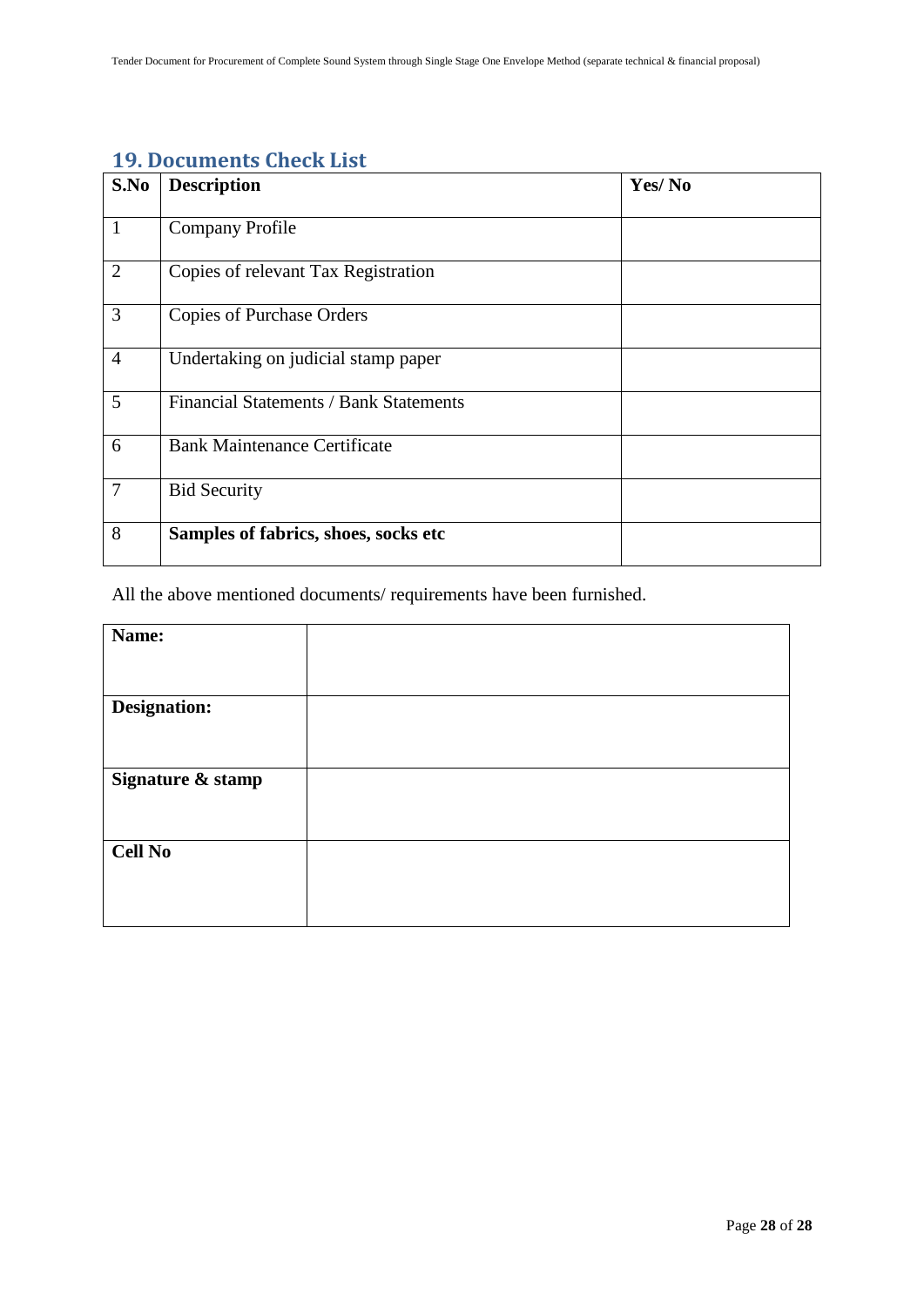## 19. Documents Check List

| S.No | Description | Yes/ No |
|---|---|---|
| 1 | Company Profile | |
| 2 | Copies of relevant Tax Registration | |
| 3 | Copies of Purchase Orders | |
| 4 | Undertaking on judicial stamp paper | |
| 5 | Financial Statements / Bank Statements | |
| 6 | Bank Maintenance Certificate | |
| 7 | Bid Security | |
| 8 | **Samples of fabrics, shoes, socks etc** | |

All the above mentioned documents/ requirements have been furnished.

| | |
|---|---|
| **Name:** | |
| **Designation:** | |
| **Signature & stamp** | |
| **Cell No** | |